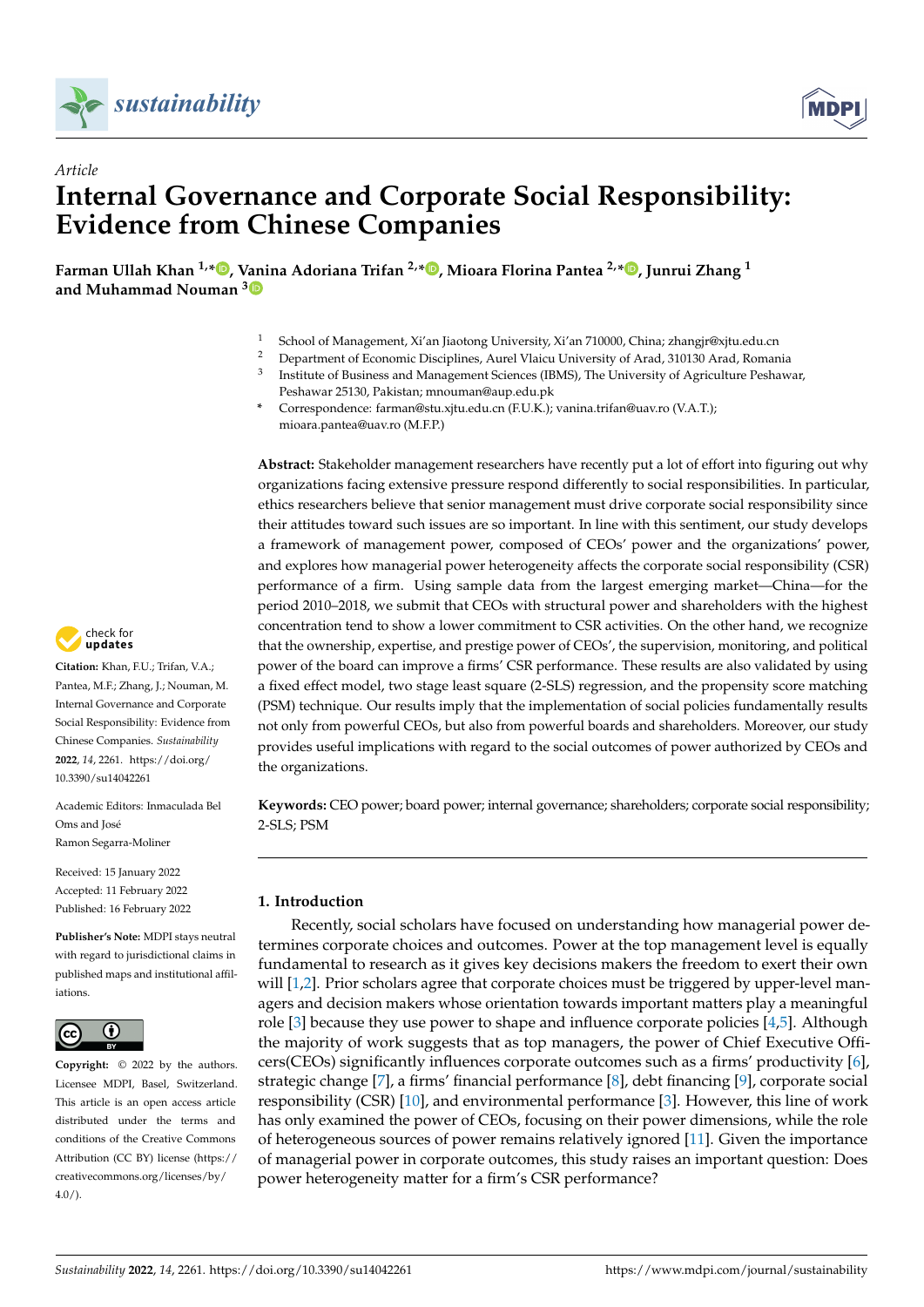*Article*

# Internal Governance and Corporate Social Responsibility: Evidence from Chinese Companies

**Farman Ullah Khan [1,*], Vanina Adoriana Trifan [2,*], Mioara Florina Pantea [2,*], Junrui Zhang [1] and Muhammad Nouman [3]**

[1] School of Management, Xi'an Jiaotong University, Xi'an 710000, China; zhangjr@xjtu.edu.cn
[2] Department of Economic Disciplines, Aurel Vlaicu University of Arad, 310130 Arad, Romania
[3] Institute of Business and Management Sciences (IBMS), The University of Agriculture Peshawar, Peshawar 25130, Pakistan; mnouman@aup.edu.pk
* Correspondence: farman@stu.xjtu.edu.cn (F.U.K.); vanina.trifan@uav.ro (V.A.T.); mioara.pantea@uav.ro (M.F.P.)

**Citation:** Khan, F.U.; Trifan, V.A.; Pantea, M.F.; Zhang, J.; Nouman, M. Internal Governance and Corporate Social Responsibility: Evidence from Chinese Companies. *Sustainability* **2022**, *14*, 2261. https://doi.org/10.3390/su14042261

Academic Editors: Inmaculada Bel Oms and José Ramon Segarra-Moliner

Received: 15 January 2022
Accepted: 11 February 2022
Published: 16 February 2022

**Publisher's Note:** MDPI stays neutral with regard to jurisdictional claims in published maps and institutional affiliations.

**Copyright:** © 2022 by the authors. Licensee MDPI, Basel, Switzerland. This article is an open access article distributed under the terms and conditions of the Creative Commons Attribution (CC BY) license (https://creativecommons.org/licenses/by/4.0/).

**Abstract:** Stakeholder management researchers have recently put a lot of effort into figuring out why organizations facing extensive pressure respond differently to social responsibilities. In particular, ethics researchers believe that senior management must drive corporate social responsibility since their attitudes toward such issues are so important. In line with this sentiment, our study develops a framework of management power, composed of CEOs' power and the organizations' power, and explores how managerial power heterogeneity affects the corporate social responsibility (CSR) performance of a firm. Using sample data from the largest emerging market—China—for the period 2010–2018, we submit that CEOs with structural power and shareholders with the highest concentration tend to show a lower commitment to CSR activities. On the other hand, we recognize that the ownership, expertise, and prestige power of CEOs', the supervision, monitoring, and political power of the board can improve a firms' CSR performance. These results are also validated by using a fixed effect model, two stage least square (2-SLS) regression, and the propensity score matching (PSM) technique. Our results imply that the implementation of social policies fundamentally results not only from powerful CEOs, but also from powerful boards and shareholders. Moreover, our study provides useful implications with regard to the social outcomes of power authorized by CEOs and the organizations.

**Keywords:** CEO power; board power; internal governance; shareholders; corporate social responsibility; 2-SLS; PSM

## 1. Introduction

Recently, social scholars have focused on understanding how managerial power determines corporate choices and outcomes. Power at the top management level is equally fundamental to research as it gives key decisions makers the freedom to exert their own will [1,2]. Prior scholars agree that corporate choices must be triggered by upper-level managers and decision makers whose orientation towards important matters play a meaningful role [3] because they use power to shape and influence corporate policies [4,5]. Although the majority of work suggests that as top managers, the power of Chief Executive Officers(CEOs) significantly influences corporate outcomes such as a firms' productivity [6], strategic change [7], a firms' financial performance [8], debt financing [9], corporate social responsibility (CSR) [10], and environmental performance [3]. However, this line of work has only examined the power of CEOs, focusing on their power dimensions, while the role of heterogeneous sources of power remains relatively ignored [11]. Given the importance of managerial power in corporate outcomes, this study raises an important question: Does power heterogeneity matter for a firm's CSR performance?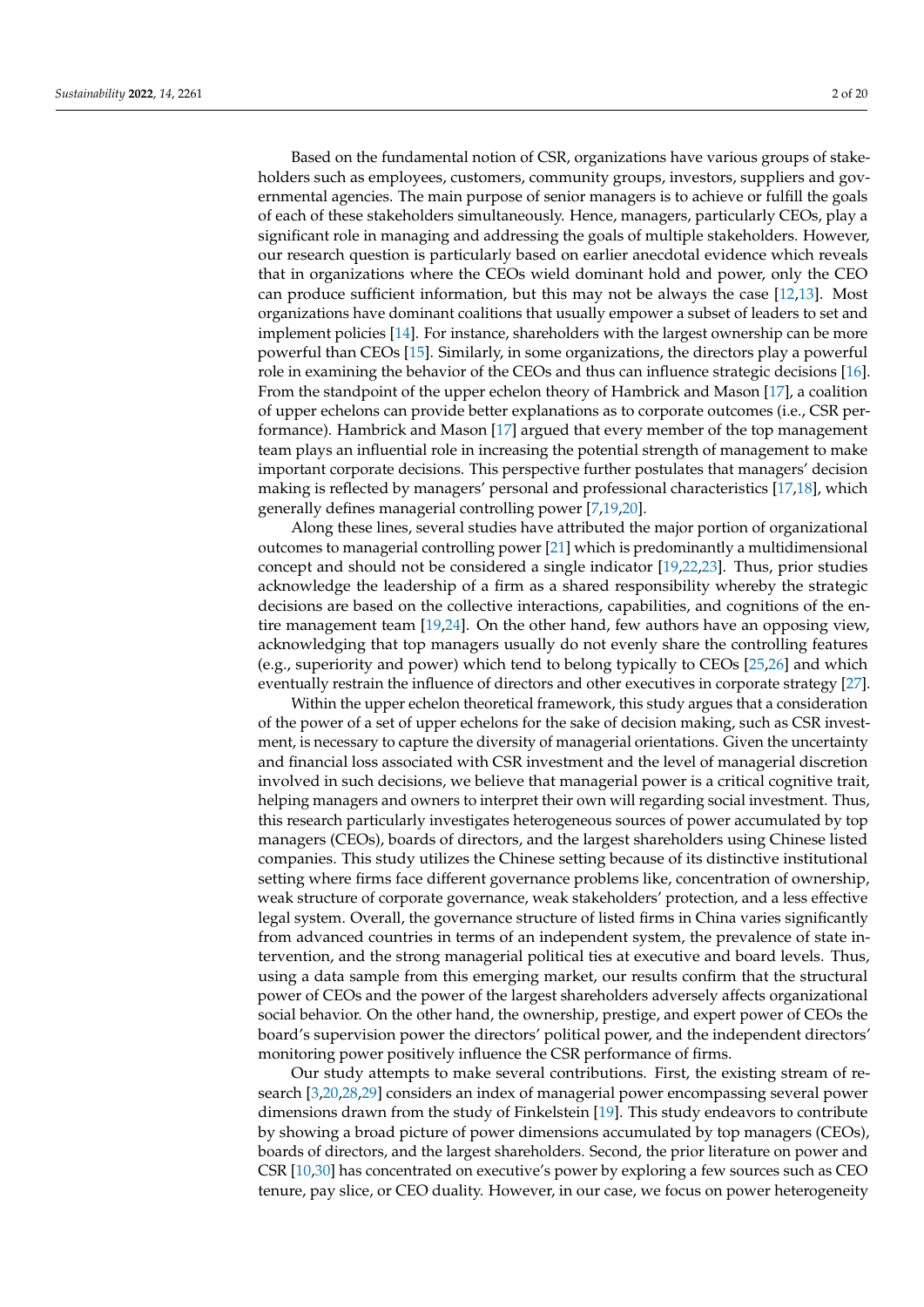Based on the fundamental notion of CSR, organizations have various groups of stakeholders such as employees, customers, community groups, investors, suppliers and governmental agencies. The main purpose of senior managers is to achieve or fulfill the goals of each of these stakeholders simultaneously. Hence, managers, particularly CEOs, play a significant role in managing and addressing the goals of multiple stakeholders. However, our research question is particularly based on earlier anecdotal evidence which reveals that in organizations where the CEOs wield dominant hold and power, only the CEO can produce sufficient information, but this may not be always the case [12,13]. Most organizations have dominant coalitions that usually empower a subset of leaders to set and implement policies [14]. For instance, shareholders with the largest ownership can be more powerful than CEOs [15]. Similarly, in some organizations, the directors play a powerful role in examining the behavior of the CEOs and thus can influence strategic decisions [16]. From the standpoint of the upper echelon theory of Hambrick and Mason [17], a coalition of upper echelons can provide better explanations as to corporate outcomes (i.e., CSR performance). Hambrick and Mason [17] argued that every member of the top management team plays an influential role in increasing the potential strength of management to make important corporate decisions. This perspective further postulates that managers' decision making is reflected by managers' personal and professional characteristics [17,18], which generally defines managerial controlling power [7,19,20].

Along these lines, several studies have attributed the major portion of organizational outcomes to managerial controlling power [21] which is predominantly a multidimensional concept and should not be considered a single indicator [19,22,23]. Thus, prior studies acknowledge the leadership of a firm as a shared responsibility whereby the strategic decisions are based on the collective interactions, capabilities, and cognitions of the entire management team [19,24]. On the other hand, few authors have an opposing view, acknowledging that top managers usually do not evenly share the controlling features (e.g., superiority and power) which tend to belong typically to CEOs [25,26] and which eventually restrain the influence of directors and other executives in corporate strategy [27].

Within the upper echelon theoretical framework, this study argues that a consideration of the power of a set of upper echelons for the sake of decision making, such as CSR investment, is necessary to capture the diversity of managerial orientations. Given the uncertainty and financial loss associated with CSR investment and the level of managerial discretion involved in such decisions, we believe that managerial power is a critical cognitive trait, helping managers and owners to interpret their own will regarding social investment. Thus, this research particularly investigates heterogeneous sources of power accumulated by top managers (CEOs), boards of directors, and the largest shareholders using Chinese listed companies. This study utilizes the Chinese setting because of its distinctive institutional setting where firms face different governance problems like, concentration of ownership, weak structure of corporate governance, weak stakeholders' protection, and a less effective legal system. Overall, the governance structure of listed firms in China varies significantly from advanced countries in terms of an independent system, the prevalence of state intervention, and the strong managerial political ties at executive and board levels. Thus, using a data sample from this emerging market, our results confirm that the structural power of CEOs and the power of the largest shareholders adversely affects organizational social behavior. On the other hand, the ownership, prestige, and expert power of CEOs the board's supervision power the directors' political power, and the independent directors' monitoring power positively influence the CSR performance of firms.

Our study attempts to make several contributions. First, the existing stream of research [3,20,28,29] considers an index of managerial power encompassing several power dimensions drawn from the study of Finkelstein [19]. This study endeavors to contribute by showing a broad picture of power dimensions accumulated by top managers (CEOs), boards of directors, and the largest shareholders. Second, the prior literature on power and CSR [10,30] has concentrated on executive's power by exploring a few sources such as CEO tenure, pay slice, or CEO duality. However, in our case, we focus on power heterogeneity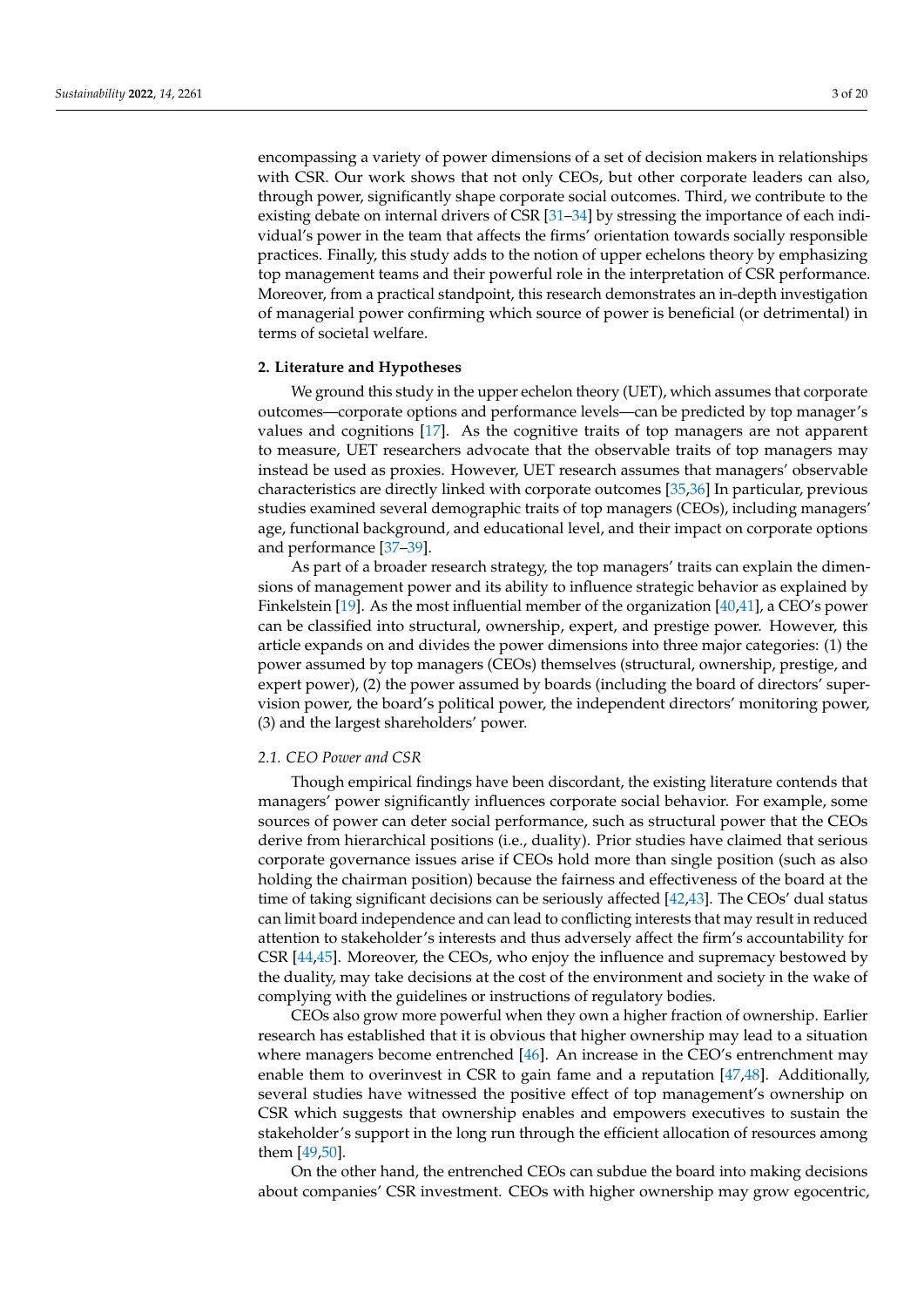encompassing a variety of power dimensions of a set of decision makers in relationships with CSR. Our work shows that not only CEOs, but other corporate leaders can also, through power, significantly shape corporate social outcomes. Third, we contribute to the existing debate on internal drivers of CSR [31–34] by stressing the importance of each individual's power in the team that affects the firms' orientation towards socially responsible practices. Finally, this study adds to the notion of upper echelons theory by emphasizing top management teams and their powerful role in the interpretation of CSR performance. Moreover, from a practical standpoint, this research demonstrates an in-depth investigation of managerial power confirming which source of power is beneficial (or detrimental) in terms of societal welfare.

## 2. Literature and Hypotheses

We ground this study in the upper echelon theory (UET), which assumes that corporate outcomes—corporate options and performance levels—can be predicted by top manager's values and cognitions [17]. As the cognitive traits of top managers are not apparent to measure, UET researchers advocate that the observable traits of top managers may instead be used as proxies. However, UET research assumes that managers' observable characteristics are directly linked with corporate outcomes [35,36] In particular, previous studies examined several demographic traits of top managers (CEOs), including managers' age, functional background, and educational level, and their impact on corporate options and performance [37–39].

As part of a broader research strategy, the top managers' traits can explain the dimensions of management power and its ability to influence strategic behavior as explained by Finkelstein [19]. As the most influential member of the organization [40,41], a CEO's power can be classified into structural, ownership, expert, and prestige power. However, this article expands on and divides the power dimensions into three major categories: (1) the power assumed by top managers (CEOs) themselves (structural, ownership, prestige, and expert power), (2) the power assumed by boards (including the board of directors' supervision power, the board's political power, the independent directors' monitoring power, (3) and the largest shareholders' power.

### *2.1. CEO Power and CSR*

Though empirical findings have been discordant, the existing literature contends that managers' power significantly influences corporate social behavior. For example, some sources of power can deter social performance, such as structural power that the CEOs derive from hierarchical positions (i.e., duality). Prior studies have claimed that serious corporate governance issues arise if CEOs hold more than single position (such as also holding the chairman position) because the fairness and effectiveness of the board at the time of taking significant decisions can be seriously affected [42,43]. The CEOs' dual status can limit board independence and can lead to conflicting interests that may result in reduced attention to stakeholder's interests and thus adversely affect the firm's accountability for CSR [44,45]. Moreover, the CEOs, who enjoy the influence and supremacy bestowed by the duality, may take decisions at the cost of the environment and society in the wake of complying with the guidelines or instructions of regulatory bodies.

CEOs also grow more powerful when they own a higher fraction of ownership. Earlier research has established that it is obvious that higher ownership may lead to a situation where managers become entrenched [46]. An increase in the CEO's entrenchment may enable them to overinvest in CSR to gain fame and a reputation [47,48]. Additionally, several studies have witnessed the positive effect of top management's ownership on CSR which suggests that ownership enables and empowers executives to sustain the stakeholder's support in the long run through the efficient allocation of resources among them [49,50].

On the other hand, the entrenched CEOs can subdue the board into making decisions about companies' CSR investment. CEOs with higher ownership may grow egocentric,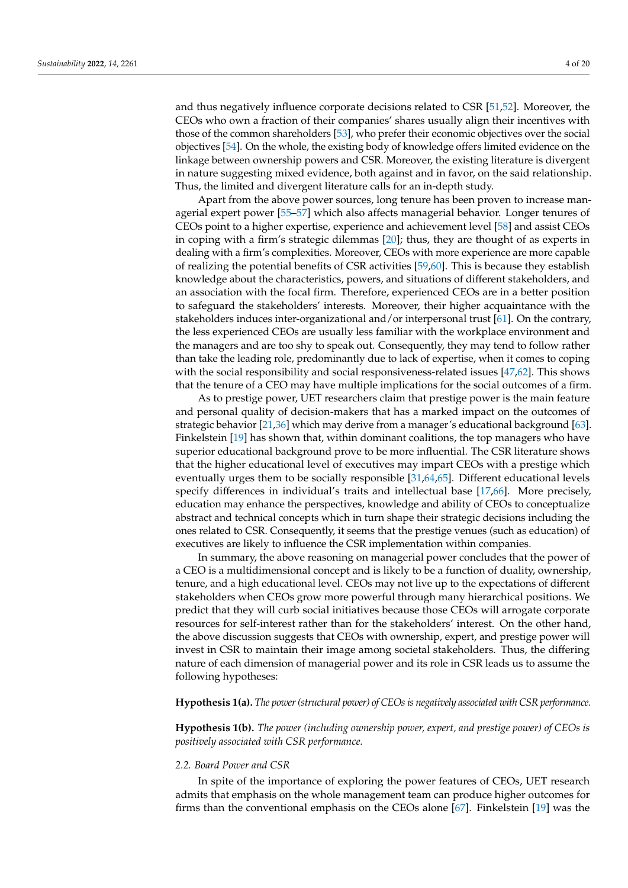and thus negatively influence corporate decisions related to CSR [51,52]. Moreover, the CEOs who own a fraction of their companies' shares usually align their incentives with those of the common shareholders [53], who prefer their economic objectives over the social objectives [54]. On the whole, the existing body of knowledge offers limited evidence on the linkage between ownership powers and CSR. Moreover, the existing literature is divergent in nature suggesting mixed evidence, both against and in favor, on the said relationship. Thus, the limited and divergent literature calls for an in-depth study.

Apart from the above power sources, long tenure has been proven to increase managerial expert power [55–57] which also affects managerial behavior. Longer tenures of CEOs point to a higher expertise, experience and achievement level [58] and assist CEOs in coping with a firm's strategic dilemmas [20]; thus, they are thought of as experts in dealing with a firm's complexities. Moreover, CEOs with more experience are more capable of realizing the potential benefits of CSR activities [59,60]. This is because they establish knowledge about the characteristics, powers, and situations of different stakeholders, and an association with the focal firm. Therefore, experienced CEOs are in a better position to safeguard the stakeholders' interests. Moreover, their higher acquaintance with the stakeholders induces inter-organizational and/or interpersonal trust [61]. On the contrary, the less experienced CEOs are usually less familiar with the workplace environment and the managers and are too shy to speak out. Consequently, they may tend to follow rather than take the leading role, predominantly due to lack of expertise, when it comes to coping with the social responsibility and social responsiveness-related issues [47,62]. This shows that the tenure of a CEO may have multiple implications for the social outcomes of a firm.

As to prestige power, UET researchers claim that prestige power is the main feature and personal quality of decision-makers that has a marked impact on the outcomes of strategic behavior [21,36] which may derive from a manager's educational background [63]. Finkelstein [19] has shown that, within dominant coalitions, the top managers who have superior educational background prove to be more influential. The CSR literature shows that the higher educational level of executives may impart CEOs with a prestige which eventually urges them to be socially responsible [31,64,65]. Different educational levels specify differences in individual's traits and intellectual base [17,66]. More precisely, education may enhance the perspectives, knowledge and ability of CEOs to conceptualize abstract and technical concepts which in turn shape their strategic decisions including the ones related to CSR. Consequently, it seems that the prestige venues (such as education) of executives are likely to influence the CSR implementation within companies.

In summary, the above reasoning on managerial power concludes that the power of a CEO is a multidimensional concept and is likely to be a function of duality, ownership, tenure, and a high educational level. CEOs may not live up to the expectations of different stakeholders when CEOs grow more powerful through many hierarchical positions. We predict that they will curb social initiatives because those CEOs will arrogate corporate resources for self-interest rather than for the stakeholders' interest. On the other hand, the above discussion suggests that CEOs with ownership, expert, and prestige power will invest in CSR to maintain their image among societal stakeholders. Thus, the differing nature of each dimension of managerial power and its role in CSR leads us to assume the following hypotheses:

**Hypothesis 1(a).** *The power (structural power) of CEOs is negatively associated with CSR performance.*

**Hypothesis 1(b).** *The power (including ownership power, expert, and prestige power) of CEOs is positively associated with CSR performance.*

### *2.2. Board Power and CSR*

In spite of the importance of exploring the power features of CEOs, UET research admits that emphasis on the whole management team can produce higher outcomes for firms than the conventional emphasis on the CEOs alone [67]. Finkelstein [19] was the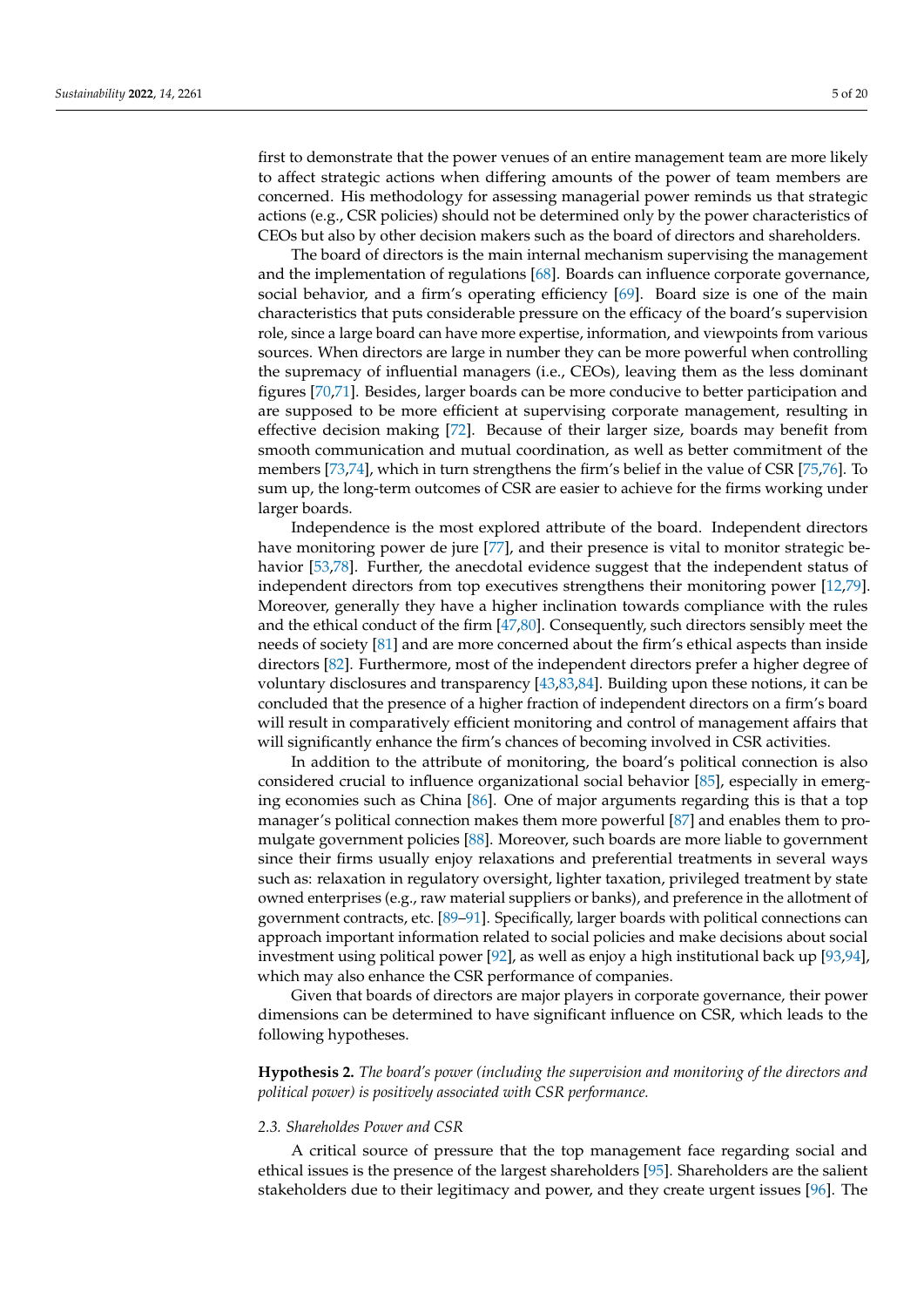first to demonstrate that the power venues of an entire management team are more likely to affect strategic actions when differing amounts of the power of team members are concerned. His methodology for assessing managerial power reminds us that strategic actions (e.g., CSR policies) should not be determined only by the power characteristics of CEOs but also by other decision makers such as the board of directors and shareholders.

The board of directors is the main internal mechanism supervising the management and the implementation of regulations [68]. Boards can influence corporate governance, social behavior, and a firm's operating efficiency [69]. Board size is one of the main characteristics that puts considerable pressure on the efficacy of the board's supervision role, since a large board can have more expertise, information, and viewpoints from various sources. When directors are large in number they can be more powerful when controlling the supremacy of influential managers (i.e., CEOs), leaving them as the less dominant figures [70,71]. Besides, larger boards can be more conducive to better participation and are supposed to be more efficient at supervising corporate management, resulting in effective decision making [72]. Because of their larger size, boards may benefit from smooth communication and mutual coordination, as well as better commitment of the members [73,74], which in turn strengthens the firm's belief in the value of CSR [75,76]. To sum up, the long-term outcomes of CSR are easier to achieve for the firms working under larger boards.

Independence is the most explored attribute of the board. Independent directors have monitoring power de jure [77], and their presence is vital to monitor strategic behavior [53,78]. Further, the anecdotal evidence suggest that the independent status of independent directors from top executives strengthens their monitoring power [12,79]. Moreover, generally they have a higher inclination towards compliance with the rules and the ethical conduct of the firm [47,80]. Consequently, such directors sensibly meet the needs of society [81] and are more concerned about the firm's ethical aspects than inside directors [82]. Furthermore, most of the independent directors prefer a higher degree of voluntary disclosures and transparency [43,83,84]. Building upon these notions, it can be concluded that the presence of a higher fraction of independent directors on a firm's board will result in comparatively efficient monitoring and control of management affairs that will significantly enhance the firm's chances of becoming involved in CSR activities.

In addition to the attribute of monitoring, the board's political connection is also considered crucial to influence organizational social behavior [85], especially in emerging economies such as China [86]. One of major arguments regarding this is that a top manager's political connection makes them more powerful [87] and enables them to promulgate government policies [88]. Moreover, such boards are more liable to government since their firms usually enjoy relaxations and preferential treatments in several ways such as: relaxation in regulatory oversight, lighter taxation, privileged treatment by state owned enterprises (e.g., raw material suppliers or banks), and preference in the allotment of government contracts, etc. [89–91]. Specifically, larger boards with political connections can approach important information related to social policies and make decisions about social investment using political power [92], as well as enjoy a high institutional back up [93,94], which may also enhance the CSR performance of companies.

Given that boards of directors are major players in corporate governance, their power dimensions can be determined to have significant influence on CSR, which leads to the following hypotheses.

**Hypothesis 2.** *The board's power (including the supervision and monitoring of the directors and political power) is positively associated with CSR performance.*

### *2.3. Shareholdes Power and CSR*

A critical source of pressure that the top management face regarding social and ethical issues is the presence of the largest shareholders [95]. Shareholders are the salient stakeholders due to their legitimacy and power, and they create urgent issues [96]. The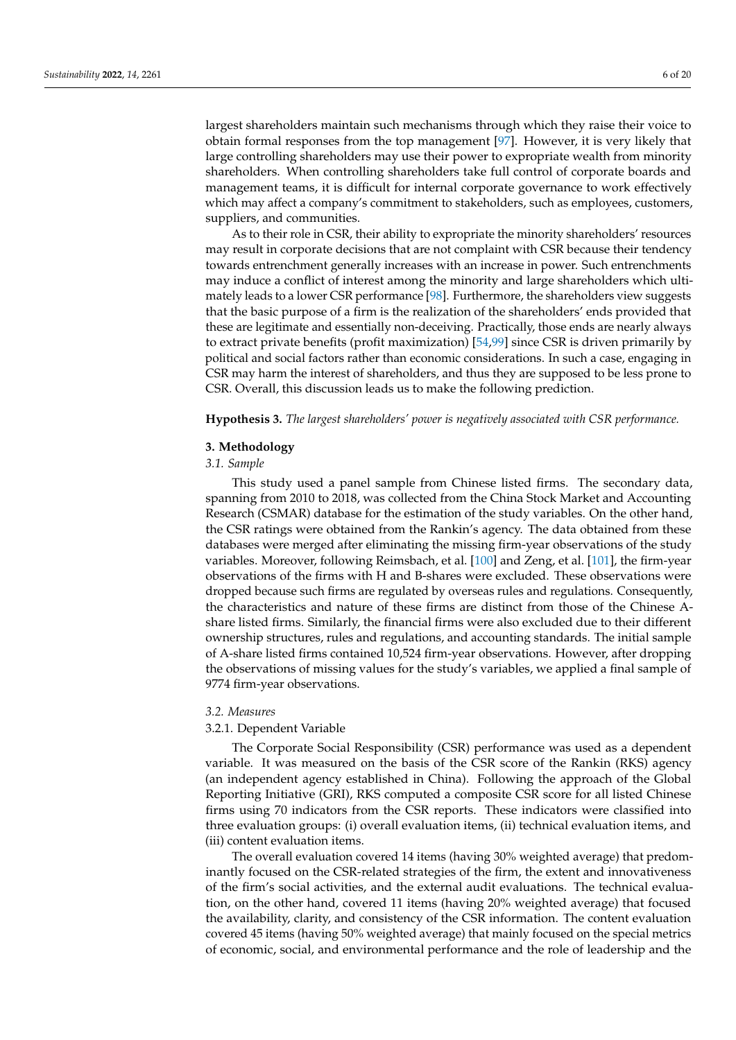largest shareholders maintain such mechanisms through which they raise their voice to obtain formal responses from the top management [97]. However, it is very likely that large controlling shareholders may use their power to expropriate wealth from minority shareholders. When controlling shareholders take full control of corporate boards and management teams, it is difficult for internal corporate governance to work effectively which may affect a company's commitment to stakeholders, such as employees, customers, suppliers, and communities.

As to their role in CSR, their ability to expropriate the minority shareholders' resources may result in corporate decisions that are not complaint with CSR because their tendency towards entrenchment generally increases with an increase in power. Such entrenchments may induce a conflict of interest among the minority and large shareholders which ultimately leads to a lower CSR performance [98]. Furthermore, the shareholders view suggests that the basic purpose of a firm is the realization of the shareholders' ends provided that these are legitimate and essentially non-deceiving. Practically, those ends are nearly always to extract private benefits (profit maximization) [54,99] since CSR is driven primarily by political and social factors rather than economic considerations. In such a case, engaging in CSR may harm the interest of shareholders, and thus they are supposed to be less prone to CSR. Overall, this discussion leads us to make the following prediction.

**Hypothesis 3.** *The largest shareholders' power is negatively associated with CSR performance.*

## 3. Methodology

### 3.1. Sample

This study used a panel sample from Chinese listed firms. The secondary data, spanning from 2010 to 2018, was collected from the China Stock Market and Accounting Research (CSMAR) database for the estimation of the study variables. On the other hand, the CSR ratings were obtained from the Rankin's agency. The data obtained from these databases were merged after eliminating the missing firm-year observations of the study variables. Moreover, following Reimsbach, et al. [100] and Zeng, et al. [101], the firm-year observations of the firms with H and B-shares were excluded. These observations were dropped because such firms are regulated by overseas rules and regulations. Consequently, the characteristics and nature of these firms are distinct from those of the Chinese A-share listed firms. Similarly, the financial firms were also excluded due to their different ownership structures, rules and regulations, and accounting standards. The initial sample of A-share listed firms contained 10,524 firm-year observations. However, after dropping the observations of missing values for the study's variables, we applied a final sample of 9774 firm-year observations.

### 3.2. Measures

#### 3.2.1. Dependent Variable

The Corporate Social Responsibility (CSR) performance was used as a dependent variable. It was measured on the basis of the CSR score of the Rankin (RKS) agency (an independent agency established in China). Following the approach of the Global Reporting Initiative (GRI), RKS computed a composite CSR score for all listed Chinese firms using 70 indicators from the CSR reports. These indicators were classified into three evaluation groups: (i) overall evaluation items, (ii) technical evaluation items, and (iii) content evaluation items.

The overall evaluation covered 14 items (having 30% weighted average) that predominantly focused on the CSR-related strategies of the firm, the extent and innovativeness of the firm's social activities, and the external audit evaluations. The technical evaluation, on the other hand, covered 11 items (having 20% weighted average) that focused the availability, clarity, and consistency of the CSR information. The content evaluation covered 45 items (having 50% weighted average) that mainly focused on the special metrics of economic, social, and environmental performance and the role of leadership and the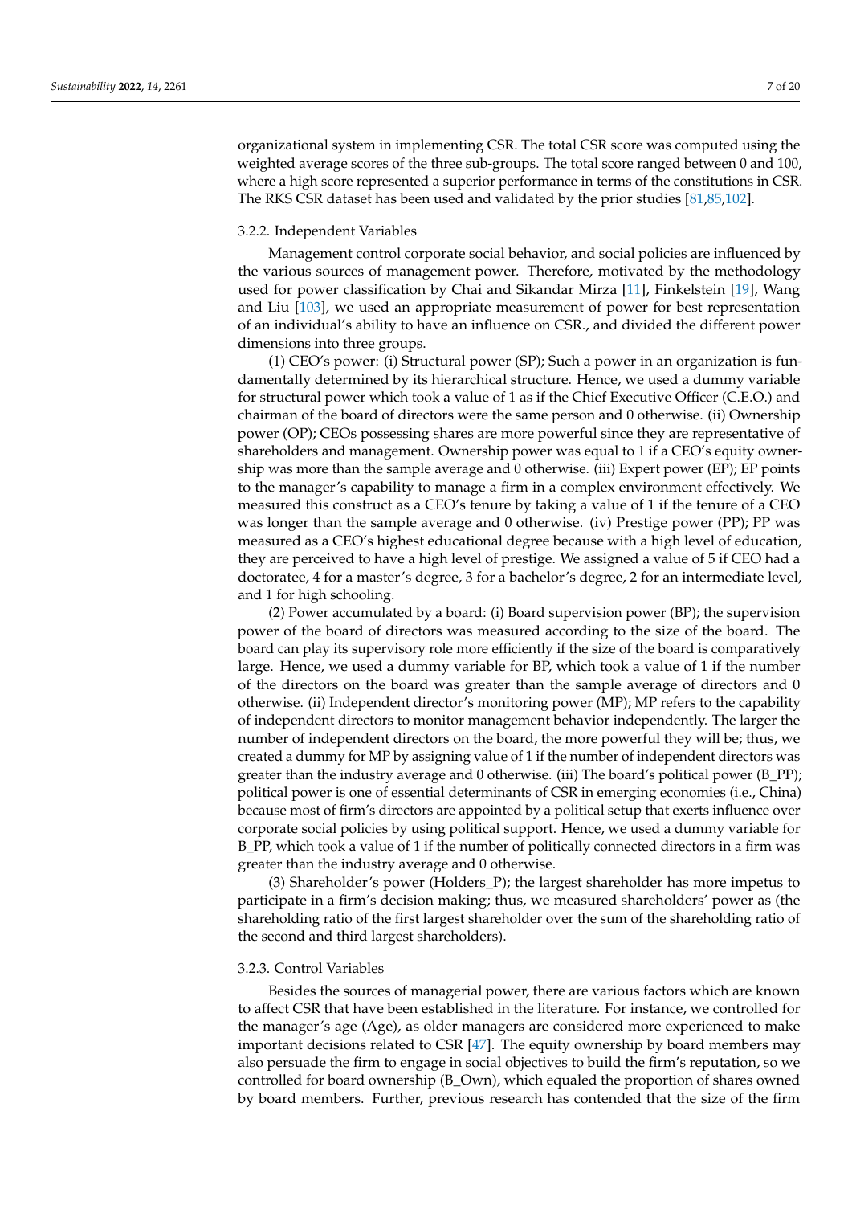organizational system in implementing CSR. The total CSR score was computed using the weighted average scores of the three sub-groups. The total score ranged between 0 and 100, where a high score represented a superior performance in terms of the constitutions in CSR. The RKS CSR dataset has been used and validated by the prior studies [81,85,102].

### 3.2.2. Independent Variables

Management control corporate social behavior, and social policies are influenced by the various sources of management power. Therefore, motivated by the methodology used for power classification by Chai and Sikandar Mirza [11], Finkelstein [19], Wang and Liu [103], we used an appropriate measurement of power for best representation of an individual's ability to have an influence on CSR., and divided the different power dimensions into three groups.

(1) CEO's power: (i) Structural power (SP); Such a power in an organization is fundamentally determined by its hierarchical structure. Hence, we used a dummy variable for structural power which took a value of 1 as if the Chief Executive Officer (C.E.O.) and chairman of the board of directors were the same person and 0 otherwise. (ii) Ownership power (OP); CEOs possessing shares are more powerful since they are representative of shareholders and management. Ownership power was equal to 1 if a CEO's equity ownership was more than the sample average and 0 otherwise. (iii) Expert power (EP); EP points to the manager's capability to manage a firm in a complex environment effectively. We measured this construct as a CEO's tenure by taking a value of 1 if the tenure of a CEO was longer than the sample average and 0 otherwise. (iv) Prestige power (PP); PP was measured as a CEO's highest educational degree because with a high level of education, they are perceived to have a high level of prestige. We assigned a value of 5 if CEO had a doctoratee, 4 for a master's degree, 3 for a bachelor's degree, 2 for an intermediate level, and 1 for high schooling.

(2) Power accumulated by a board: (i) Board supervision power (BP); the supervision power of the board of directors was measured according to the size of the board. The board can play its supervisory role more efficiently if the size of the board is comparatively large. Hence, we used a dummy variable for BP, which took a value of 1 if the number of the directors on the board was greater than the sample average of directors and 0 otherwise. (ii) Independent director's monitoring power (MP); MP refers to the capability of independent directors to monitor management behavior independently. The larger the number of independent directors on the board, the more powerful they will be; thus, we created a dummy for MP by assigning value of 1 if the number of independent directors was greater than the industry average and 0 otherwise. (iii) The board's political power (B_PP); political power is one of essential determinants of CSR in emerging economies (i.e., China) because most of firm's directors are appointed by a political setup that exerts influence over corporate social policies by using political support. Hence, we used a dummy variable for B_PP, which took a value of 1 if the number of politically connected directors in a firm was greater than the industry average and 0 otherwise.

(3) Shareholder's power (Holders_P); the largest shareholder has more impetus to participate in a firm's decision making; thus, we measured shareholders' power as (the shareholding ratio of the first largest shareholder over the sum of the shareholding ratio of the second and third largest shareholders).

### 3.2.3. Control Variables

Besides the sources of managerial power, there are various factors which are known to affect CSR that have been established in the literature. For instance, we controlled for the manager's age (Age), as older managers are considered more experienced to make important decisions related to CSR [47]. The equity ownership by board members may also persuade the firm to engage in social objectives to build the firm's reputation, so we controlled for board ownership (B_Own), which equaled the proportion of shares owned by board members. Further, previous research has contended that the size of the firm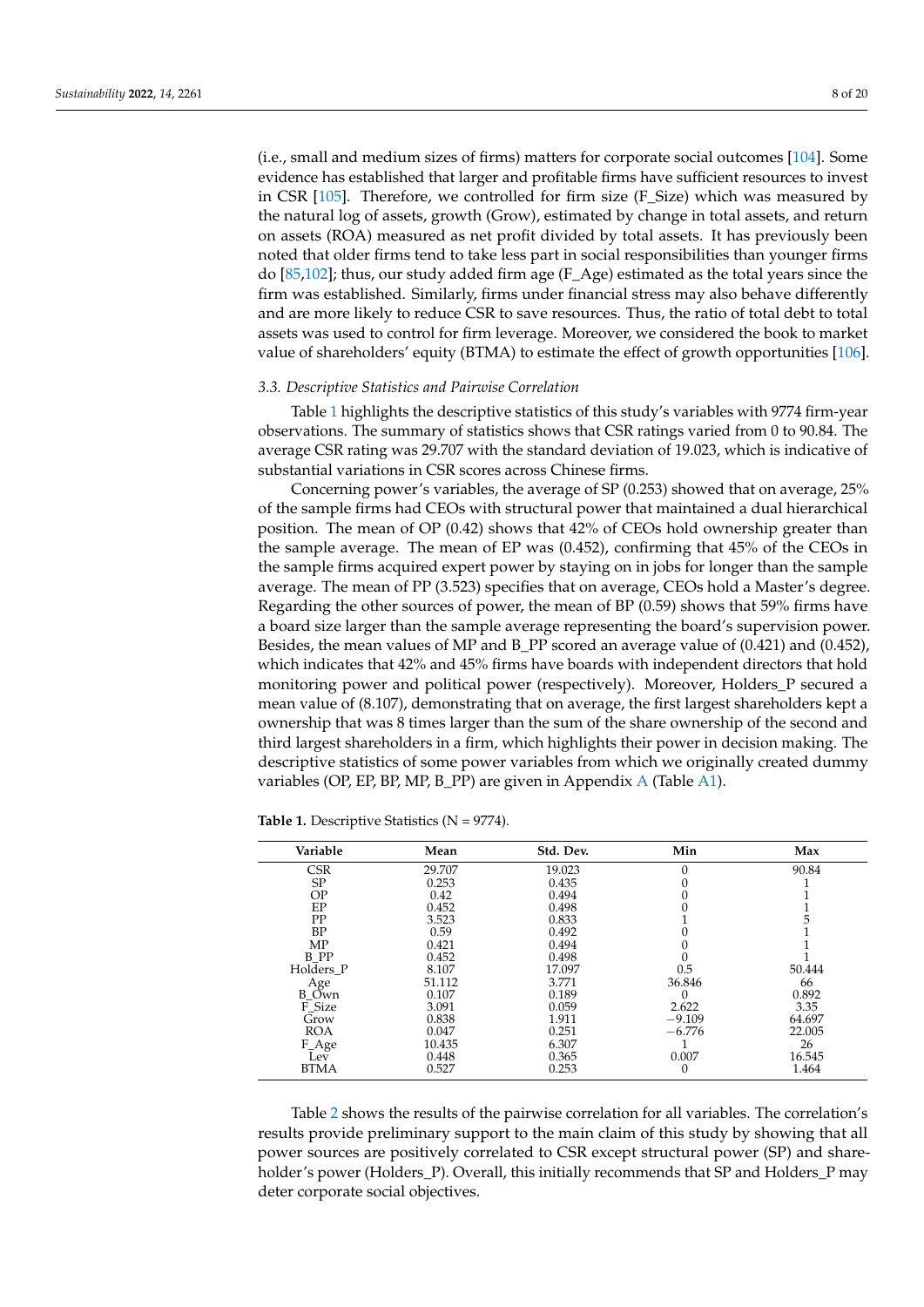(i.e., small and medium sizes of firms) matters for corporate social outcomes [104]. Some evidence has established that larger and profitable firms have sufficient resources to invest in CSR [105]. Therefore, we controlled for firm size (F_Size) which was measured by the natural log of assets, growth (Grow), estimated by change in total assets, and return on assets (ROA) measured as net profit divided by total assets. It has previously been noted that older firms tend to take less part in social responsibilities than younger firms do [85,102]; thus, our study added firm age (F_Age) estimated as the total years since the firm was established. Similarly, firms under financial stress may also behave differently and are more likely to reduce CSR to save resources. Thus, the ratio of total debt to total assets was used to control for firm leverage. Moreover, we considered the book to market value of shareholders' equity (BTMA) to estimate the effect of growth opportunities [106].

### 3.3. Descriptive Statistics and Pairwise Correlation

Table 1 highlights the descriptive statistics of this study's variables with 9774 firm-year observations. The summary of statistics shows that CSR ratings varied from 0 to 90.84. The average CSR rating was 29.707 with the standard deviation of 19.023, which is indicative of substantial variations in CSR scores across Chinese firms.

Concerning power's variables, the average of SP (0.253) showed that on average, 25% of the sample firms had CEOs with structural power that maintained a dual hierarchical position. The mean of OP (0.42) shows that 42% of CEOs hold ownership greater than the sample average. The mean of EP was (0.452), confirming that 45% of the CEOs in the sample firms acquired expert power by staying on in jobs for longer than the sample average. The mean of PP (3.523) specifies that on average, CEOs hold a Master's degree. Regarding the other sources of power, the mean of BP (0.59) shows that 59% firms have a board size larger than the sample average representing the board's supervision power. Besides, the mean values of MP and B_PP scored an average value of (0.421) and (0.452), which indicates that 42% and 45% firms have boards with independent directors that hold monitoring power and political power (respectively). Moreover, Holders_P secured a mean value of (8.107), demonstrating that on average, the first largest shareholders kept a ownership that was 8 times larger than the sum of the share ownership of the second and third largest shareholders in a firm, which highlights their power in decision making. The descriptive statistics of some power variables from which we originally created dummy variables (OP, EP, BP, MP, B_PP) are given in Appendix A (Table A1).

**Table 1.** Descriptive Statistics (N = 9774).

| Variable | Mean | Std. Dev. | Min | Max |
|---|---|---|---|---|
| CSR | 29.707 | 19.023 | 0 | 90.84 |
| SP | 0.253 | 0.435 | 0 | 1 |
| OP | 0.42 | 0.494 | 0 | 1 |
| EP | 0.452 | 0.498 | 0 | 1 |
| PP | 3.523 | 0.833 | 1 | 5 |
| BP | 0.59 | 0.492 | 0 | 1 |
| MP | 0.421 | 0.494 | 0 | 1 |
| B_PP | 0.452 | 0.498 | 0 | 1 |
| Holders_P | 8.107 | 17.097 | 0.5 | 50.444 |
| Age | 51.112 | 3.771 | 36.846 | 66 |
| B_Own | 0.107 | 0.189 | 0 | 0.892 |
| F_Size | 3.091 | 0.059 | 2.622 | 3.35 |
| Grow | 0.838 | 1.911 | −9.109 | 64.697 |
| ROA | 0.047 | 0.251 | −6.776 | 22.005 |
| F_Age | 10.435 | 6.307 | 1 | 26 |
| Lev | 0.448 | 0.365 | 0.007 | 16.545 |
| BTMA | 0.527 | 0.253 | 0 | 1.464 |

Table 2 shows the results of the pairwise correlation for all variables. The correlation's results provide preliminary support to the main claim of this study by showing that all power sources are positively correlated to CSR except structural power (SP) and shareholder's power (Holders_P). Overall, this initially recommends that SP and Holders_P may deter corporate social objectives.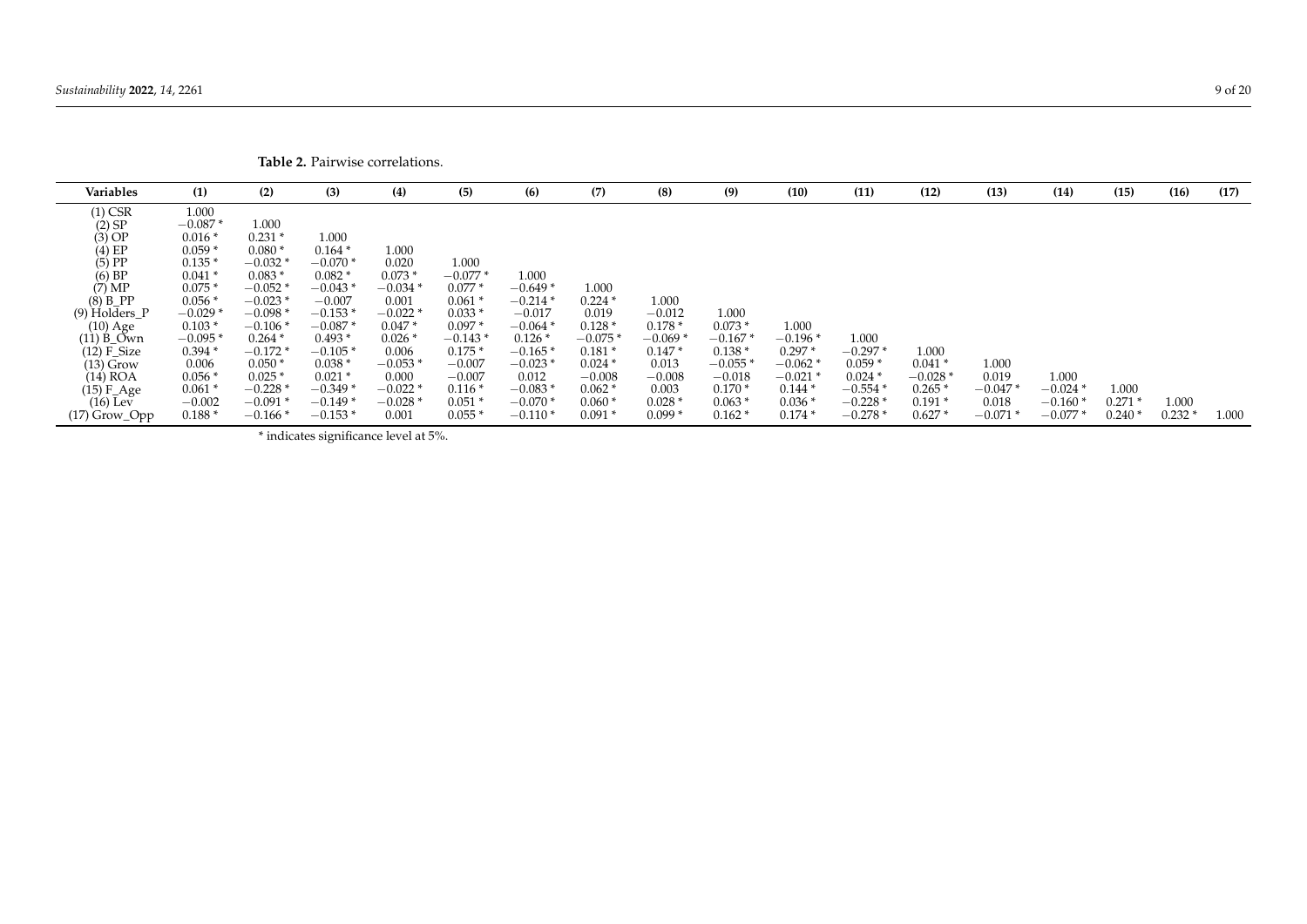**Table 2.** Pairwise correlations.

| Variables | (1) | (2) | (3) | (4) | (5) | (6) | (7) | (8) | (9) | (10) | (11) | (12) | (13) | (14) | (15) | (16) | (17) |
|---|---|---|---|---|---|---|---|---|---|---|---|---|---|---|---|---|---|
| (1) CSR | 1.000 | | | | | | | | | | | | | | | | |
| (2) SP | −0.087 * | 1.000 | | | | | | | | | | | | | | | |
| (3) OP | 0.016 * | 0.231 * | 1.000 | | | | | | | | | | | | | | |
| (4) EP | 0.059 * | 0.080 * | 0.164 * | 1.000 | | | | | | | | | | | | | |
| (5) PP | 0.135 * | −0.032 * | −0.070 * | 0.020 | 1.000 | | | | | | | | | | | | |
| (6) BP | 0.041 * | 0.083 * | 0.082 * | 0.073 * | −0.077 * | 1.000 | | | | | | | | | | | |
| (7) MP | 0.075 * | −0.052 * | −0.043 * | −0.034 * | 0.077 * | −0.649 * | 1.000 | | | | | | | | | | |
| (8) B_PP | 0.056 * | −0.023 * | −0.007 | 0.001 | 0.061 * | −0.214 * | 0.224 * | 1.000 | | | | | | | | | |
| (9) Holders_P | −0.029 * | −0.098 * | −0.153 * | −0.022 * | 0.033 * | −0.017 | 0.019 | −0.012 | 1.000 | | | | | | | | |
| (10) Age | 0.103 * | −0.106 * | −0.087 * | 0.047 * | 0.097 * | −0.064 * | 0.128 * | 0.178 * | 0.073 * | 1.000 | | | | | | | |
| (11) B_Own | −0.095 * | 0.264 * | 0.493 * | 0.026 * | −0.143 * | 0.126 * | −0.075 * | −0.069 * | −0.167 * | −0.196 * | 1.000 | | | | | | |
| (12) F_Size | 0.394 * | −0.172 * | −0.105 * | 0.006 | 0.175 * | −0.165 * | 0.181 * | 0.147 * | 0.138 * | 0.297 * | −0.297 * | 1.000 | | | | | |
| (13) Grow | 0.006 | 0.050 * | 0.038 * | −0.053 * | −0.007 | −0.023 * | 0.024 * | 0.013 | −0.055 * | −0.062 * | 0.059 * | 0.041 * | 1.000 | | | | |
| (14) ROA | 0.056 * | 0.025 * | 0.021 * | 0.000 | −0.007 | 0.012 | −0.008 | −0.008 | −0.018 | −0.021 * | 0.024 * | −0.028 * | 0.019 | 1.000 | | | |
| (15) F_Age | 0.061 * | −0.228 * | −0.349 * | −0.022 * | 0.116 * | −0.083 * | 0.062 * | 0.003 | 0.170 * | 0.144 * | −0.554 * | 0.265 * | −0.047 * | −0.024 * | 1.000 | | |
| (16) Lev | −0.002 | −0.091 * | −0.149 * | −0.028 * | 0.051 * | −0.070 * | 0.060 * | 0.028 * | 0.063 * | 0.036 * | −0.228 * | 0.191 * | 0.018 | −0.160 * | 0.271 * | 1.000 | |
| (17) Grow_Opp | 0.188 * | −0.166 * | −0.153 * | 0.001 | 0.055 * | −0.110 * | 0.091 * | 0.099 * | 0.162 * | 0.174 * | −0.278 * | 0.627 * | −0.071 * | −0.077 * | 0.240 * | 0.232 * | 1.000 |

* indicates significance level at 5%.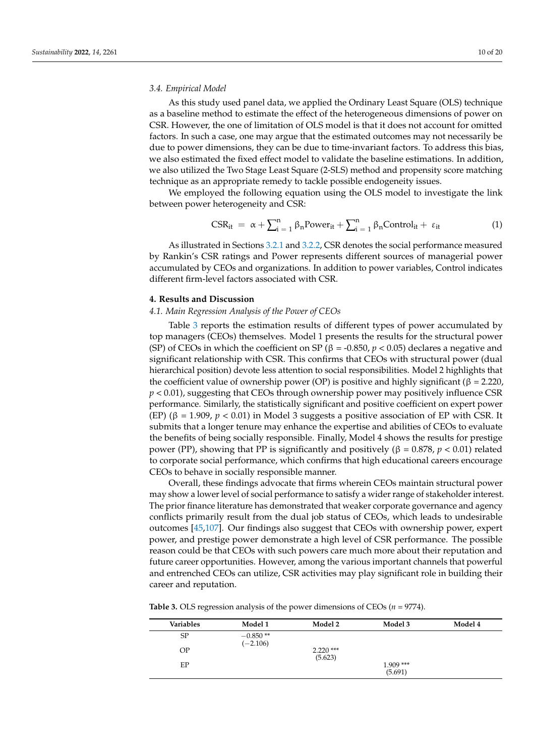### 3.4. Empirical Model

As this study used panel data, we applied the Ordinary Least Square (OLS) technique as a baseline method to estimate the effect of the heterogeneous dimensions of power on CSR. However, the one of limitation of OLS model is that it does not account for omitted factors. In such a case, one may argue that the estimated outcomes may not necessarily be due to power dimensions, they can be due to time-invariant factors. To address this bias, we also estimated the fixed effect model to validate the baseline estimations. In addition, we also utilized the Two Stage Least Square (2-SLS) method and propensity score matching technique as an appropriate remedy to tackle possible endogeneity issues.

We employed the following equation using the OLS model to investigate the link between power heterogeneity and CSR:

$$\text{CSR}_{it} = \alpha + \sum_{i=1}^{n} \beta_n \text{Power}_{it} + \sum_{i=1}^{n} \beta_n \text{Control}_{it} + \varepsilon_{it} \quad (1)$$

As illustrated in Sections 3.2.1 and 3.2.2, CSR denotes the social performance measured by Rankin's CSR ratings and Power represents different sources of managerial power accumulated by CEOs and organizations. In addition to power variables, Control indicates different firm-level factors associated with CSR.

## 4. Results and Discussion

### 4.1. Main Regression Analysis of the Power of CEOs

Table 3 reports the estimation results of different types of power accumulated by top managers (CEOs) themselves. Model 1 presents the results for the structural power (SP) of CEOs in which the coefficient on SP ($\beta$ = -0.850, $p < 0.05$) declares a negative and significant relationship with CSR. This confirms that CEOs with structural power (dual hierarchical position) devote less attention to social responsibilities. Model 2 highlights that the coefficient value of ownership power (OP) is positive and highly significant ($\beta$ = 2.220, $p < 0.01$), suggesting that CEOs through ownership power may positively influence CSR performance. Similarly, the statistically significant and positive coefficient on expert power (EP) ($\beta$ = 1.909, $p < 0.01$) in Model 3 suggests a positive association of EP with CSR. It submits that a longer tenure may enhance the expertise and abilities of CEOs to evaluate the benefits of being socially responsible. Finally, Model 4 shows the results for prestige power (PP), showing that PP is significantly and positively ($\beta$ = 0.878, $p < 0.01$) related to corporate social performance, which confirms that high educational careers encourage CEOs to behave in socially responsible manner.

Overall, these findings advocate that firms wherein CEOs maintain structural power may show a lower level of social performance to satisfy a wider range of stakeholder interest. The prior finance literature has demonstrated that weaker corporate governance and agency conflicts primarily result from the dual job status of CEOs, which leads to undesirable outcomes [45,107]. Our findings also suggest that CEOs with ownership power, expert power, and prestige power demonstrate a high level of CSR performance. The possible reason could be that CEOs with such powers care much more about their reputation and future career opportunities. However, among the various important channels that powerful and entrenched CEOs can utilize, CSR activities may play significant role in building their career and reputation.

**Table 3.** OLS regression analysis of the power dimensions of CEOs ($n$ = 9774).

| Variables | Model 1 | Model 2 | Model 3 | Model 4 |
|---|---|---|---|---|
| SP | −0.850 ** (−2.106) | | | |
| OP | | 2.220 *** (5.623) | | |
| EP | | | 1.909 *** (5.691) | |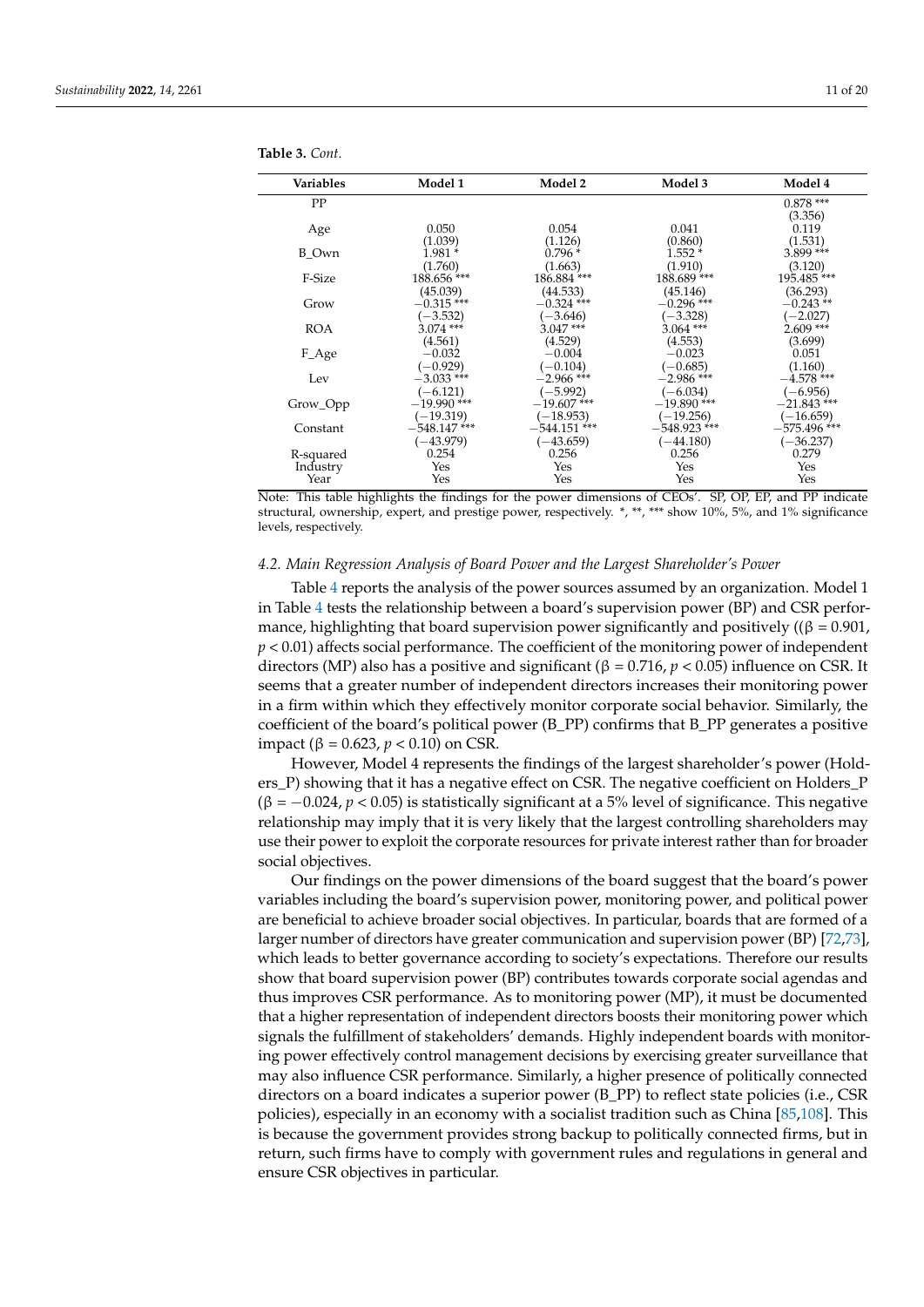**Table 3.** *Cont.*

| Variables | Model 1 | Model 2 | Model 3 | Model 4 |
|---|---|---|---|---|
| PP | | | | 0.878 *** |
| | | | | (3.356) |
| Age | 0.050 | 0.054 | 0.041 | 0.119 |
| | (1.039) | (1.126) | (0.860) | (1.531) |
| B_Own | 1.981 * | 0.796 * | 1.552 * | 3.899 *** |
| | (1.760) | (1.663) | (1.910) | (3.120) |
| F-Size | 188.656 *** | 186.884 *** | 188.689 *** | 195.485 *** |
| | (45.039) | (44.533) | (45.146) | (36.293) |
| Grow | −0.315 *** | −0.324 *** | −0.296 *** | −0.243 ** |
| | (−3.532) | (−3.646) | (−3.328) | (−2.027) |
| ROA | 3.074 *** | 3.047 *** | 3.064 *** | 2.609 *** |
| | (4.561) | (4.529) | (4.553) | (3.699) |
| F_Age | −0.032 | −0.004 | −0.023 | 0.051 |
| | (−0.929) | (−0.104) | (−0.685) | (1.160) |
| Lev | −3.033 *** | −2.966 *** | −2.986 *** | −4.578 *** |
| | (−6.121) | (−5.992) | (−6.034) | (−6.956) |
| Grow_Opp | −19.990 *** | −19.607 *** | −19.890 *** | −21.843 *** |
| | (−19.319) | (−18.953) | (−19.256) | (−16.659) |
| Constant | −548.147 *** | −544.151 *** | −548.923 *** | −575.496 *** |
| | (−43.979) | (−43.659) | (−44.180) | (−36.237) |
| R-squared | 0.254 | 0.256 | 0.256 | 0.279 |
| Industry | Yes | Yes | Yes | Yes |
| Year | Yes | Yes | Yes | Yes |

Note: This table highlights the findings for the power dimensions of CEOs'. SP, OP, EP, and PP indicate structural, ownership, expert, and prestige power, respectively. *, **, *** show 10%, 5%, and 1% significance levels, respectively.

### 4.2. Main Regression Analysis of Board Power and the Largest Shareholder's Power

Table 4 reports the analysis of the power sources assumed by an organization. Model 1 in Table 4 tests the relationship between a board's supervision power (BP) and CSR performance, highlighting that board supervision power significantly and positively (($\beta = 0.901$, $p < 0.01$) affects social performance. The coefficient of the monitoring power of independent directors (MP) also has a positive and significant ($\beta = 0.716$, $p < 0.05$) influence on CSR. It seems that a greater number of independent directors increases their monitoring power in a firm within which they effectively monitor corporate social behavior. Similarly, the coefficient of the board's political power (B_PP) confirms that B_PP generates a positive impact ($\beta = 0.623$, $p < 0.10$) on CSR.

However, Model 4 represents the findings of the largest shareholder's power (Holders_P) showing that it has a negative effect on CSR. The negative coefficient on Holders_P ($\beta = -0.024$, $p < 0.05$) is statistically significant at a 5% level of significance. This negative relationship may imply that it is very likely that the largest controlling shareholders may use their power to exploit the corporate resources for private interest rather than for broader social objectives.

Our findings on the power dimensions of the board suggest that the board's power variables including the board's supervision power, monitoring power, and political power are beneficial to achieve broader social objectives. In particular, boards that are formed of a larger number of directors have greater communication and supervision power (BP) [72,73], which leads to better governance according to society's expectations. Therefore our results show that board supervision power (BP) contributes towards corporate social agendas and thus improves CSR performance. As to monitoring power (MP), it must be documented that a higher representation of independent directors boosts their monitoring power which signals the fulfillment of stakeholders' demands. Highly independent boards with monitoring power effectively control management decisions by exercising greater surveillance that may also influence CSR performance. Similarly, a higher presence of politically connected directors on a board indicates a superior power (B_PP) to reflect state policies (i.e., CSR policies), especially in an economy with a socialist tradition such as China [85,108]. This is because the government provides strong backup to politically connected firms, but in return, such firms have to comply with government rules and regulations in general and ensure CSR objectives in particular.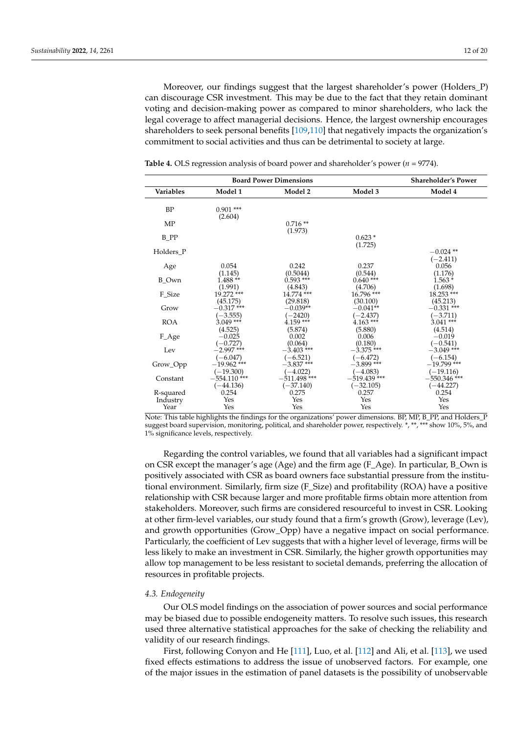Moreover, our findings suggest that the largest shareholder's power (Holders_P) can discourage CSR investment. This may be due to the fact that they retain dominant voting and decision-making power as compared to minor shareholders, who lack the legal coverage to affect managerial decisions. Hence, the largest ownership encourages shareholders to seek personal benefits [109,110] that negatively impacts the organization's commitment to social activities and thus can be detrimental to society at large.

**Table 4.** OLS regression analysis of board power and shareholder's power ($n$ = 9774).

| | Board Power Dimensions | | | Shareholder's Power |
|---|---|---|---|---|
| **Variables** | **Model 1** | **Model 2** | **Model 3** | **Model 4** |
| BP | 0.901 *** | | | |
| | (2.604) | | | |
| MP | | 0.716 ** | | |
| | | (1.973) | | |
| B_PP | | | 0.623 * | |
| | | | (1.725) | |
| Holders_P | | | | −0.024 ** |
| | | | | (−2.411) |
| Age | 0.054 | 0.242 | 0.237 | 0.056 |
| | (1.145) | (0.5044) | (0.544) | (1.176) |
| B_Own | 1.488 ** | 0.593 *** | 0.640 *** | 1.563 * |
| | (1.991) | (4.843) | (4.706) | (1.698) |
| F_Size | 19.272 *** | 14.774 *** | 16.796 *** | 18.253 *** |
| | (45.175) | (29.818) | (30.100) | (45.213) |
| Grow | −0.317 *** | −0.039** | −0.041** | −0.331 *** |
| | (−3.555) | (−2420) | (−2.437) | (−3.711) |
| ROA | 3.049 *** | 4.159 *** | 4.163 *** | 3.041 *** |
| | (4.525) | (5.874) | (5.880) | (4.514) |
| F_Age | −0.025 | 0.002 | 0.006 | −0.019 |
| | (−0.727) | (0.064) | (0.180) | (−0.541) |
| Lev | −2.997 *** | −3.403 *** | −3.375 *** | −3.049 *** |
| | (−6.047) | (−6.521) | (−6.472) | (−6.154) |
| Grow_Opp | −19.962 *** | −3.837 *** | −3.899 *** | −19.799 *** |
| | (−19.300) | (−4.022) | (−4.083) | (−19.116) |
| Constant | −554.110 *** | −511.498 *** | −519.439 *** | −550.346 *** |
| | (−44.136) | (−37.140) | (−32.105) | (−44.227) |
| R-squared | 0.254 | 0.275 | 0.257 | 0.254 |
| Industry | Yes | Yes | Yes | Yes |
| Year | Yes | Yes | Yes | Yes |

Note: This table highlights the findings for the organizations' power dimensions. BP, MP, B_PP, and Holders_P suggest board supervision, monitoring, political, and shareholder power, respectively. *, **, *** show 10%, 5%, and 1% significance levels, respectively.

Regarding the control variables, we found that all variables had a significant impact on CSR except the manager's age (Age) and the firm age (F_Age). In particular, B_Own is positively associated with CSR as board owners face substantial pressure from the institutional environment. Similarly, firm size (F_Size) and profitability (ROA) have a positive relationship with CSR because larger and more profitable firms obtain more attention from stakeholders. Moreover, such firms are considered resourceful to invest in CSR. Looking at other firm-level variables, our study found that a firm's growth (Grow), leverage (Lev), and growth opportunities (Grow_Opp) have a negative impact on social performance. Particularly, the coefficient of Lev suggests that with a higher level of leverage, firms will be less likely to make an investment in CSR. Similarly, the higher growth opportunities may allow top management to be less resistant to societal demands, preferring the allocation of resources in profitable projects.

### *4.3. Endogeneity*

Our OLS model findings on the association of power sources and social performance may be biased due to possible endogeneity matters. To resolve such issues, this research used three alternative statistical approaches for the sake of checking the reliability and validity of our research findings.

First, following Conyon and He [111], Luo, et al. [112] and Ali, et al. [113], we used fixed effects estimations to address the issue of unobserved factors. For example, one of the major issues in the estimation of panel datasets is the possibility of unobservable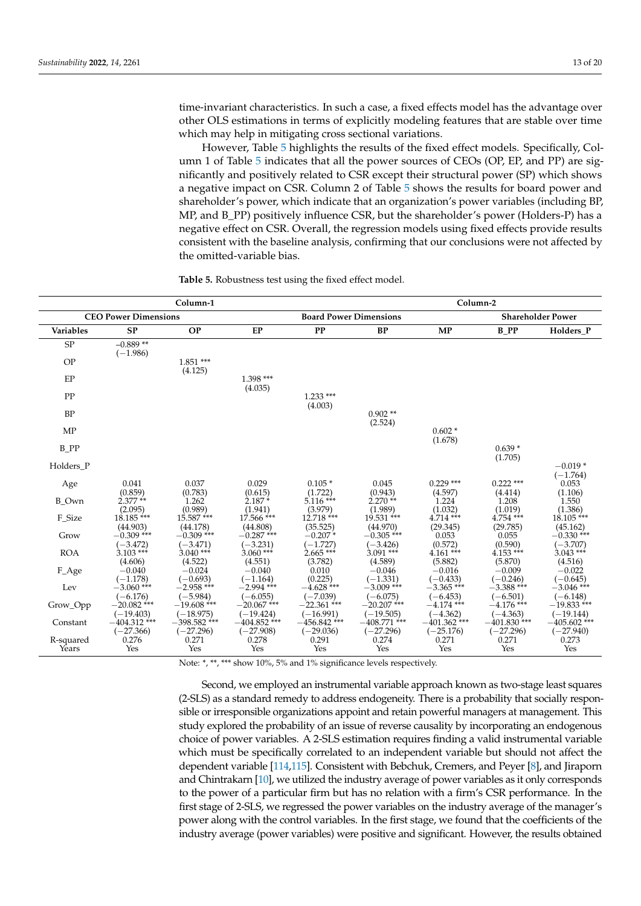time-invariant characteristics. In such a case, a fixed effects model has the advantage over other OLS estimations in terms of explicitly modeling features that are stable over time which may help in mitigating cross sectional variations.

However, Table 5 highlights the results of the fixed effect models. Specifically, Column 1 of Table 5 indicates that all the power sources of CEOs (OP, EP, and PP) are significantly and positively related to CSR except their structural power (SP) which shows a negative impact on CSR. Column 2 of Table 5 shows the results for board power and shareholder's power, which indicate that an organization's power variables (including BP, MP, and B_PP) positively influence CSR, but the shareholder's power (Holders-P) has a negative effect on CSR. Overall, the regression models using fixed effects provide results consistent with the baseline analysis, confirming that our conclusions were not affected by the omitted-variable bias.

**Table 5.** Robustness test using the fixed effect model.

| | Column-1 | | | | Column-2 | | | |
|---|---|---|---|---|---|---|---|---|
| | CEO Power Dimensions | | | | Board Power Dimensions | | Shareholder Power | |
| Variables | SP | OP | EP | PP | BP | MP | B_PP | Holders_P |
| SP | −0.889 ** (−1.986) | | | | | | | |
| OP | | 1.851 *** (4.125) | | | | | | |
| EP | | | 1.398 *** (4.035) | | | | | |
| PP | | | | 1.233 *** (4.003) | | | | |
| BP | | | | | 0.902 ** (2.524) | | | |
| MP | | | | | | 0.602 * (1.678) | | |
| B_PP | | | | | | | 0.639 * (1.705) | |
| Holders_P | | | | | | | | −0.019 * (−1.764) |
| Age | 0.041 (0.859) | 0.037 (0.783) | 0.029 (0.615) | 0.105 * (1.722) | 0.045 (0.943) | 0.229 *** (4.597) | 0.222 *** (4.414) | 0.053 (1.106) |
| B_Own | 2.377 ** (2.095) | 1.262 (0.989) | 2.187 * (1.941) | 5.116 *** (3.979) | 2.270 ** (1.989) | 1.224 (1.032) | 1.208 (1.019) | 1.550 (1.386) |
| F_Size | 18.185 *** (44.903) | 15.587 *** (44.178) | 17.566 *** (44.808) | 12.718 *** (35.525) | 19.531 *** (44.970) | 4.714 *** (29.345) | 4.754 *** (29.785) | 18.105 *** (45.162) |
| Grow | −0.309 *** (−3.472) | −0.309 *** (−3.471) | −0.287 *** (−3.231) | −0.207 * (−1.727) | −0.305 *** (−3.426) | 0.053 (0.572) | 0.055 (0.590) | −0.330 *** (−3.707) |
| ROA | 3.103 *** (4.606) | 3.040 *** (4.522) | 3.060 *** (4.551) | 2.665 *** (3.782) | 3.091 *** (4.589) | 4.161 *** (5.882) | 4.153 *** (5.870) | 3.043 *** (4.516) |
| F_Age | −0.040 (−1.178) | −0.024 (−0.693) | −0.040 (−1.164) | 0.010 (0.225) | −0.046 (−1.331) | −0.016 (−0.433) | −0.009 (−0.246) | −0.022 (−0.645) |
| Lev | −3.060 *** (−6.176) | −2.958 *** (−5.984) | −2.994 *** (−6.055) | −4.628 *** (−7.039) | −3.009 *** (−6.075) | −3.365 *** (−6.453) | −3.388 *** (−6.501) | −3.046 *** (−6.148) |
| Grow_Opp | −20.082 *** (−19.403) | −19.608 *** (−18.975) | −20.067 *** (−19.424) | −22.361 *** (−16.991) | −20.207 *** (−19.505) | −4.174 *** (−4.362) | −4.176 *** (−4.363) | −19.833 *** (−19.144) |
| Constant | −404.312 *** (−27.366) | −398.582 *** (−27.296) | −404.852 *** (−27.908) | −456.842 *** (−29.036) | −408.771 *** (−27.296) | −401.362 *** (−25.176) | −401.830 *** (−27.296) | −405.602 *** (−27.940) |
| R-squared | 0.276 | 0.271 | 0.278 | 0.291 | 0.274 | 0.271 | 0.271 | 0.273 |
| Years | Yes | Yes | Yes | Yes | Yes | Yes | Yes | Yes |

Note: *, **, *** show 10%, 5% and 1% significance levels respectively.

Second, we employed an instrumental variable approach known as two-stage least squares (2-SLS) as a standard remedy to address endogeneity. There is a probability that socially responsible or irresponsible organizations appoint and retain powerful managers at management. This study explored the probability of an issue of reverse causality by incorporating an endogenous choice of power variables. A 2-SLS estimation requires finding a valid instrumental variable which must be specifically correlated to an independent variable but should not affect the dependent variable [114,115]. Consistent with Bebchuk, Cremers, and Peyer [8], and Jiraporn and Chintrakarn [10], we utilized the industry average of power variables as it only corresponds to the power of a particular firm but has no relation with a firm's CSR performance. In the first stage of 2-SLS, we regressed the power variables on the industry average of the manager's power along with the control variables. In the first stage, we found that the coefficients of the industry average (power variables) were positive and significant. However, the results obtained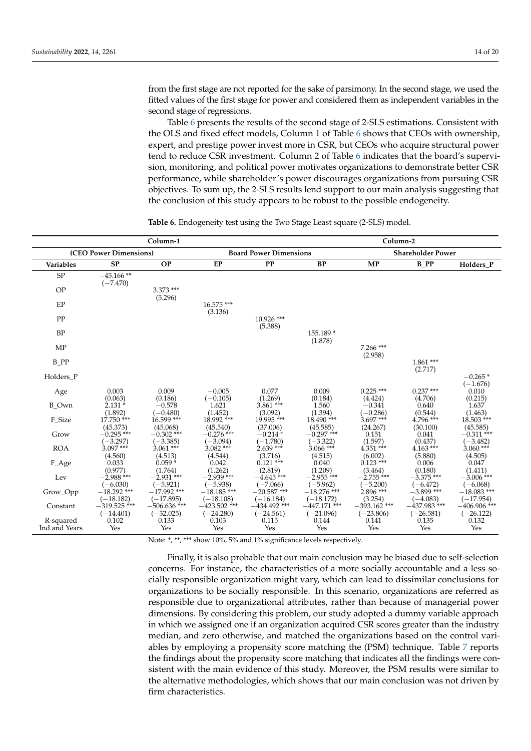from the first stage are not reported for the sake of parsimony. In the second stage, we used the fitted values of the first stage for power and considered them as independent variables in the second stage of regressions.

Table 6 presents the results of the second stage of 2-SLS estimations. Consistent with the OLS and fixed effect models, Column 1 of Table 6 shows that CEOs with ownership, expert, and prestige power invest more in CSR, but CEOs who acquire structural power tend to reduce CSR investment. Column 2 of Table 6 indicates that the board's supervision, monitoring, and political power motivates organizations to demonstrate better CSR performance, while shareholder's power discourages organizations from pursuing CSR objectives. To sum up, the 2-SLS results lend support to our main analysis suggesting that the conclusion of this study appears to be robust to the possible endogeneity.

**Table 6.** Endogeneity test using the Two Stage Least square (2-SLS) model.

| | Column-1 | | | | | Column-2 | | |
|---|---|---|---|---|---|---|---|---|
| | (CEO Power Dimensions) | | | Board Power Dimensions | | | Shareholder Power | |
| **Variables** | **SP** | **OP** | **EP** | **PP** | **BP** | **MP** | **B_PP** | **Holders_P** |
| SP | −45.166 ** (−7.470) | | | | | | | |
| OP | | 3.373 *** (5.296) | | | | | | |
| EP | | | 16.575 *** (3.136) | | | | | |
| PP | | | | 10.926 *** (5.388) | | | | |
| BP | | | | | 155.189 * (1.878) | | | |
| MP | | | | | | 7.266 *** (2.958) | | |
| B_PP | | | | | | | 1.861 *** (2.717) | |
| Holders_P | | | | | | | | −0.265 * (−1.676) |
| Age | 0.003 (0.063) | 0.009 (0.186) | −0.005 (−0.105) | 0.077 (1.269) | 0.009 (0.184) | 0.225 *** (4.424) | 0.237 *** (4.706) | 0.010 (0.215) |
| B_Own | 2.131 * (1.892) | −0.578 (−0.480) | 1.621 (1.452) | 3.861 *** (3.092) | 1.560 (1.394) | −0.341 (−0.286) | 0.640 (0.544) | 1.637 (1.463) |
| F_Size | 17.750 *** (45.373) | 16.599 *** (45.068) | 18.992 *** (45.540) | 19.995 *** (37.006) | 18.490 *** (45.585) | 3.697 *** (24.267) | 4.796 *** (30.100) | 18.503 *** (45.585) |
| Grow | −0.295 *** (−3.297) | −0.302 *** (−3.385) | −0.276 *** (−3.094) | −0.214 * (−1.780) | −0.297 *** (−3.322) | 0.151 (1.597) | 0.041 (0.437) | −0.311 *** (−3.482) |
| ROA | 3.097 *** (4.560) | 3.061 *** (4.513) | 3.082 *** (4.544) | 2.639 *** (3.716) | 3.066 *** (4.515) | 4.351 *** (6.002) | 4.163 *** (5.880) | 3.060 *** (4.505) |
| F_Age | 0.033 (0.977) | 0.059 * (1.764) | 0.042 (1.262) | 0.121 *** (2.819) | 0.040 (1.209) | 0.123 *** (3.464) | 0.006 (0.180) | 0.047 (1.411) |
| Lev | −2.988 *** (−6.030) | −2.931 *** (−5.921) | −2.939 *** (−5.938) | −4.645 *** (−7.066) | −2.955 *** (−5.962) | −2.755 *** (−5.200) | −3.375 *** (−6.472) | −3.006 *** (−6.068) |
| Grow_Opp | −18.292 *** (−18.182) | −17.992 *** (−17.895) | −18.185 *** (−18.108) | −20.587 *** (−16.184) | −18.276 *** (−18.172) | 2.896 *** (3.254) | −3.899 *** (−4.083) | −18.083 *** (−17.954) |
| Constant | −319.525 *** (−14.401) | −506.636 *** (−32.025) | −423.502 *** (−24.280) | −434.492 *** (−24.561) | −447.171 *** (−21.096) | −393.162 *** (−23.806) | −437.983 *** (−26.581) | −406.906 *** (−26.122) |
| R-squared | 0.102 | 0.133 | 0.103 | 0.115 | 0.144 | 0.141 | 0.135 | 0.132 |
| Ind and Years | Yes | Yes | Yes | Yes | Yes | Yes | Yes | Yes |

Note: *, **, *** show 10%, 5% and 1% significance levels respectively.

Finally, it is also probable that our main conclusion may be biased due to self-selection concerns. For instance, the characteristics of a more socially accountable and a less socially responsible organization might vary, which can lead to dissimilar conclusions for organizations to be socially responsible. In this scenario, organizations are referred as responsible due to organizational attributes, rather than because of managerial power dimensions. By considering this problem, our study adopted a dummy variable approach in which we assigned one if an organization acquired CSR scores greater than the industry median, and zero otherwise, and matched the organizations based on the control variables by employing a propensity score matching the (PSM) technique. Table 7 reports the findings about the propensity score matching that indicates all the findings were consistent with the main evidence of this study. Moreover, the PSM results were similar to the alternative methodologies, which shows that our main conclusion was not driven by firm characteristics.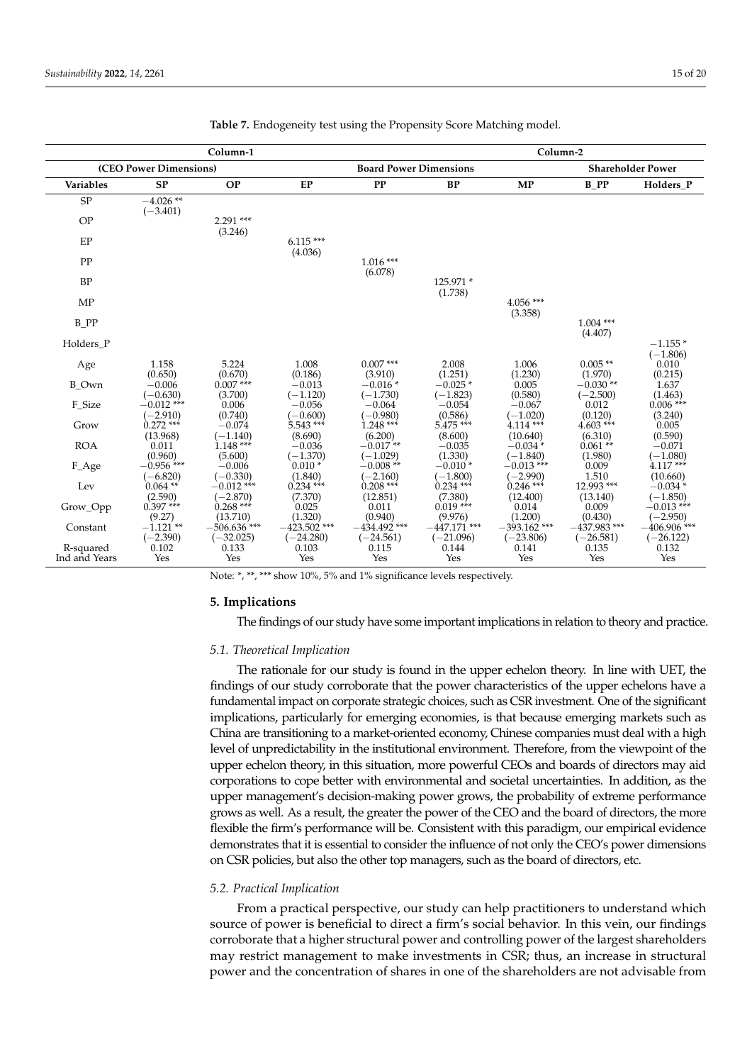**Table 7.** Endogeneity test using the Propensity Score Matching model.

| | Column-1 | | | | | Column-2 | | |
|---|---|---|---|---|---|---|---|---|
| | (CEO Power Dimensions) | | | Board Power Dimensions | | | Shareholder Power | |
| **Variables** | **SP** | **OP** | **EP** | **PP** | **BP** | **MP** | **B_PP** | **Holders_P** |
| SP | −4.026 ** (−3.401) | | | | | | | |
| OP | | 2.291 *** (3.246) | | | | | | |
| EP | | | 6.115 *** (4.036) | | | | | |
| PP | | | | 1.016 *** (6.078) | | | | |
| BP | | | | | 125.971 * (1.738) | | | |
| MP | | | | | | 4.056 *** (3.358) | | |
| B_PP | | | | | | | 1.004 *** (4.407) | |
| Holders_P | | | | | | | | −1.155 * (−1.806) |
| Age | 1.158 (0.650) | 5.224 (0.670) | 1.008 (0.186) | 0.007 *** (3.910) | 2.008 (1.251) | 1.006 (1.230) | 0.005 ** (1.970) | 0.010 (0.215) |
| B_Own | −0.006 (−0.630) | 0.007 *** (3.700) | −0.013 (−1.120) | −0.016 * (−1.730) | −0.025 * (−1.823) | 0.005 (0.580) | −0.030 ** (−2.500) | 1.637 (1.463) |
| F_Size | −0.012 *** (−2.910) | 0.006 (0.740) | −0.056 (−0.600) | −0.064 (−0.980) | −0.054 (0.586) | −0.067 (−1.020) | 0.012 (0.120) | 0.006 *** (3.240) |
| Grow | 0.272 *** (13.968) | −0.074 (−1.140) | 5.543 *** (8.690) | 1.248 *** (6.200) | 5.475 *** (8.600) | 4.114 *** (10.640) | 4.603 *** (6.310) | 0.005 (0.590) |
| ROA | 0.011 (0.960) | 1.148 *** (5.600) | −0.036 (−1.370) | −0.017 ** (−1.029) | −0.035 (1.330) | −0.034 * (−1.840) | 0.061 ** (1.980) | −0.071 (−1.080) |
| F_Age | −0.956 *** (−6.820) | −0.006 (−0.330) | 0.010 * (1.840) | −0.008 ** (−2.160) | −0.010 * (−1.800) | −0.013 *** (−2.990) | 0.009 1.510 | 4.117 *** (10.660) |
| Lev | 0.064 ** (2.590) | −0.012 *** (−2.870) | 0.234 *** (7.370) | 0.208 *** (12.851) | 0.234 *** (7.380) | 0.246 *** (12.400) | 12.993 *** (13.140) | −0.034 * (−1.850) |
| Grow_Opp | 0.397 *** (9.27) | 0.268 *** (13.710) | 0.025 (1.320) | 0.011 (0.940) | 0.019 *** (9.976) | 0.014 (1.200) | 0.009 (0.430) | −0.013 *** (−2.950) |
| Constant | −1.121 ** (−2.390) | −506.636 *** (−32.025) | −423.502 *** (−24.280) | −434.492 *** (−24.561) | −447.171 *** (−21.096) | −393.162 *** (−23.806) | −437.983 *** (−26.581) | −406.906 *** (−26.122) |
| R-squared | 0.102 | 0.133 | 0.103 | 0.115 | 0.144 | 0.141 | 0.135 | 0.132 |
| Ind and Years | Yes | Yes | Yes | Yes | Yes | Yes | Yes | Yes |

Note: *, **, *** show 10%, 5% and 1% significance levels respectively.

## 5. Implications

The findings of our study have some important implications in relation to theory and practice.

### 5.1. Theoretical Implication

The rationale for our study is found in the upper echelon theory. In line with UET, the findings of our study corroborate that the power characteristics of the upper echelons have a fundamental impact on corporate strategic choices, such as CSR investment. One of the significant implications, particularly for emerging economies, is that because emerging markets such as China are transitioning to a market-oriented economy, Chinese companies must deal with a high level of unpredictability in the institutional environment. Therefore, from the viewpoint of the upper echelon theory, in this situation, more powerful CEOs and boards of directors may aid corporations to cope better with environmental and societal uncertainties. In addition, as the upper management's decision-making power grows, the probability of extreme performance grows as well. As a result, the greater the power of the CEO and the board of directors, the more flexible the firm's performance will be. Consistent with this paradigm, our empirical evidence demonstrates that it is essential to consider the influence of not only the CEO's power dimensions on CSR policies, but also the other top managers, such as the board of directors, etc.

### 5.2. Practical Implication

From a practical perspective, our study can help practitioners to understand which source of power is beneficial to direct a firm's social behavior. In this vein, our findings corroborate that a higher structural power and controlling power of the largest shareholders may restrict management to make investments in CSR; thus, an increase in structural power and the concentration of shares in one of the shareholders are not advisable from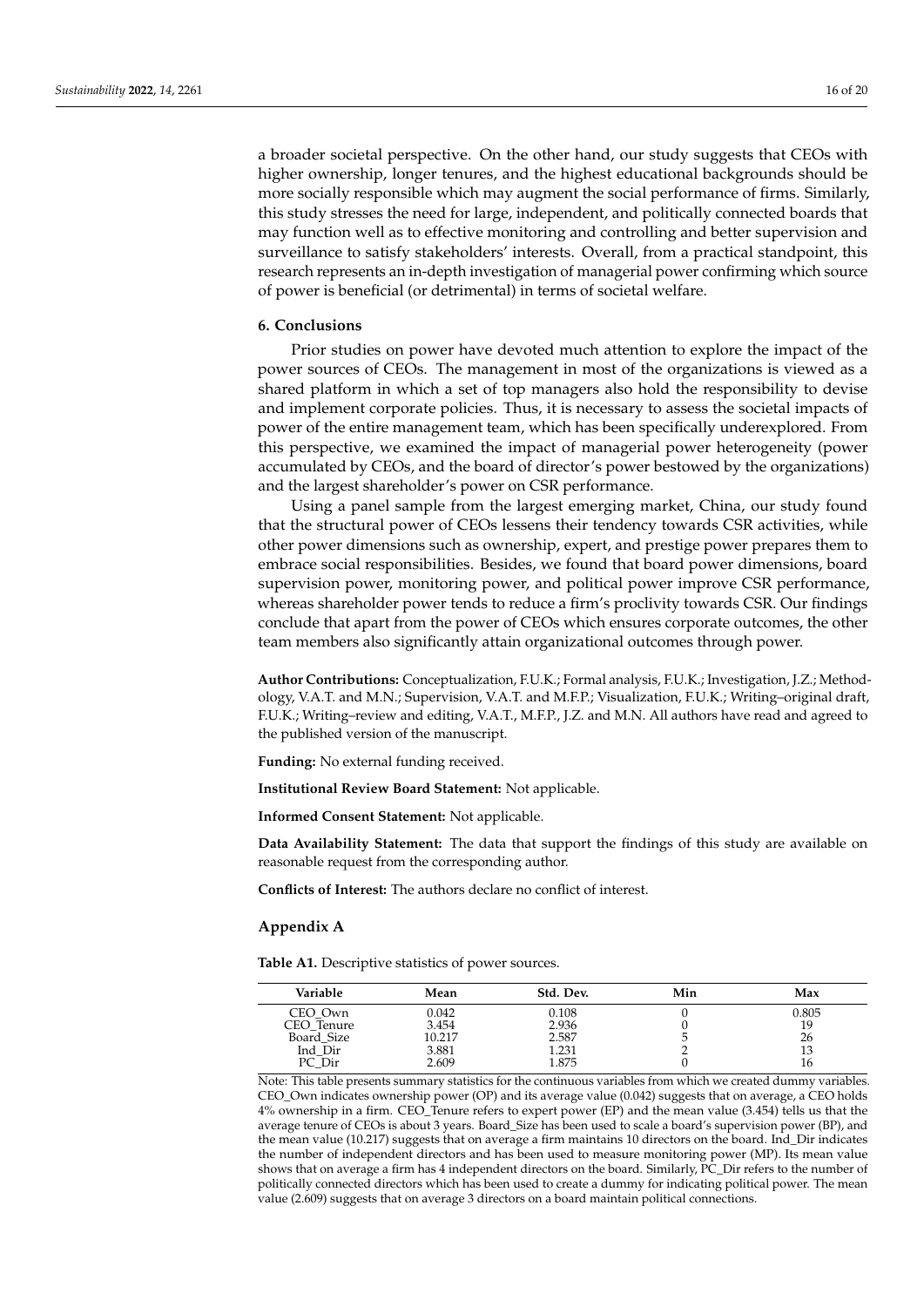a broader societal perspective. On the other hand, our study suggests that CEOs with higher ownership, longer tenures, and the highest educational backgrounds should be more socially responsible which may augment the social performance of firms. Similarly, this study stresses the need for large, independent, and politically connected boards that may function well as to effective monitoring and controlling and better supervision and surveillance to satisfy stakeholders' interests. Overall, from a practical standpoint, this research represents an in-depth investigation of managerial power confirming which source of power is beneficial (or detrimental) in terms of societal welfare.

## 6. Conclusions

Prior studies on power have devoted much attention to explore the impact of the power sources of CEOs. The management in most of the organizations is viewed as a shared platform in which a set of top managers also hold the responsibility to devise and implement corporate policies. Thus, it is necessary to assess the societal impacts of power of the entire management team, which has been specifically underexplored. From this perspective, we examined the impact of managerial power heterogeneity (power accumulated by CEOs, and the board of director's power bestowed by the organizations) and the largest shareholder's power on CSR performance.

Using a panel sample from the largest emerging market, China, our study found that the structural power of CEOs lessens their tendency towards CSR activities, while other power dimensions such as ownership, expert, and prestige power prepares them to embrace social responsibilities. Besides, we found that board power dimensions, board supervision power, monitoring power, and political power improve CSR performance, whereas shareholder power tends to reduce a firm's proclivity towards CSR. Our findings conclude that apart from the power of CEOs which ensures corporate outcomes, the other team members also significantly attain organizational outcomes through power.

**Author Contributions:** Conceptualization, F.U.K.; Formal analysis, F.U.K.; Investigation, J.Z.; Methodology, V.A.T. and M.N.; Supervision, V.A.T. and M.F.P.; Visualization, F.U.K.; Writing–original draft, F.U.K.; Writing–review and editing, V.A.T., M.F.P., J.Z. and M.N. All authors have read and agreed to the published version of the manuscript.

**Funding:** No external funding received.

**Institutional Review Board Statement:** Not applicable.

**Informed Consent Statement:** Not applicable.

**Data Availability Statement:** The data that support the findings of this study are available on reasonable request from the corresponding author.

**Conflicts of Interest:** The authors declare no conflict of interest.

## Appendix A

**Table A1.** Descriptive statistics of power sources.

| Variable | Mean | Std. Dev. | Min | Max |
|---|---|---|---|---|
| CEO_Own | 0.042 | 0.108 | 0 | 0.805 |
| CEO_Tenure | 3.454 | 2.936 | 0 | 19 |
| Board_Size | 10.217 | 2.587 | 5 | 26 |
| Ind_Dir | 3.881 | 1.231 | 2 | 13 |
| PC_Dir | 2.609 | 1.875 | 0 | 16 |

Note: This table presents summary statistics for the continuous variables from which we created dummy variables. CEO_Own indicates ownership power (OP) and its average value (0.042) suggests that on average, a CEO holds 4% ownership in a firm. CEO_Tenure refers to expert power (EP) and the mean value (3.454) tells us that the average tenure of CEOs is about 3 years. Board_Size has been used to scale a board's supervision power (BP), and the mean value (10.217) suggests that on average a firm maintains 10 directors on the board. Ind_Dir indicates the number of independent directors and has been used to measure monitoring power (MP). Its mean value shows that on average a firm has 4 independent directors on the board. Similarly, PC_Dir refers to the number of politically connected directors which has been used to create a dummy for indicating political power. The mean value (2.609) suggests that on average 3 directors on a board maintain political connections.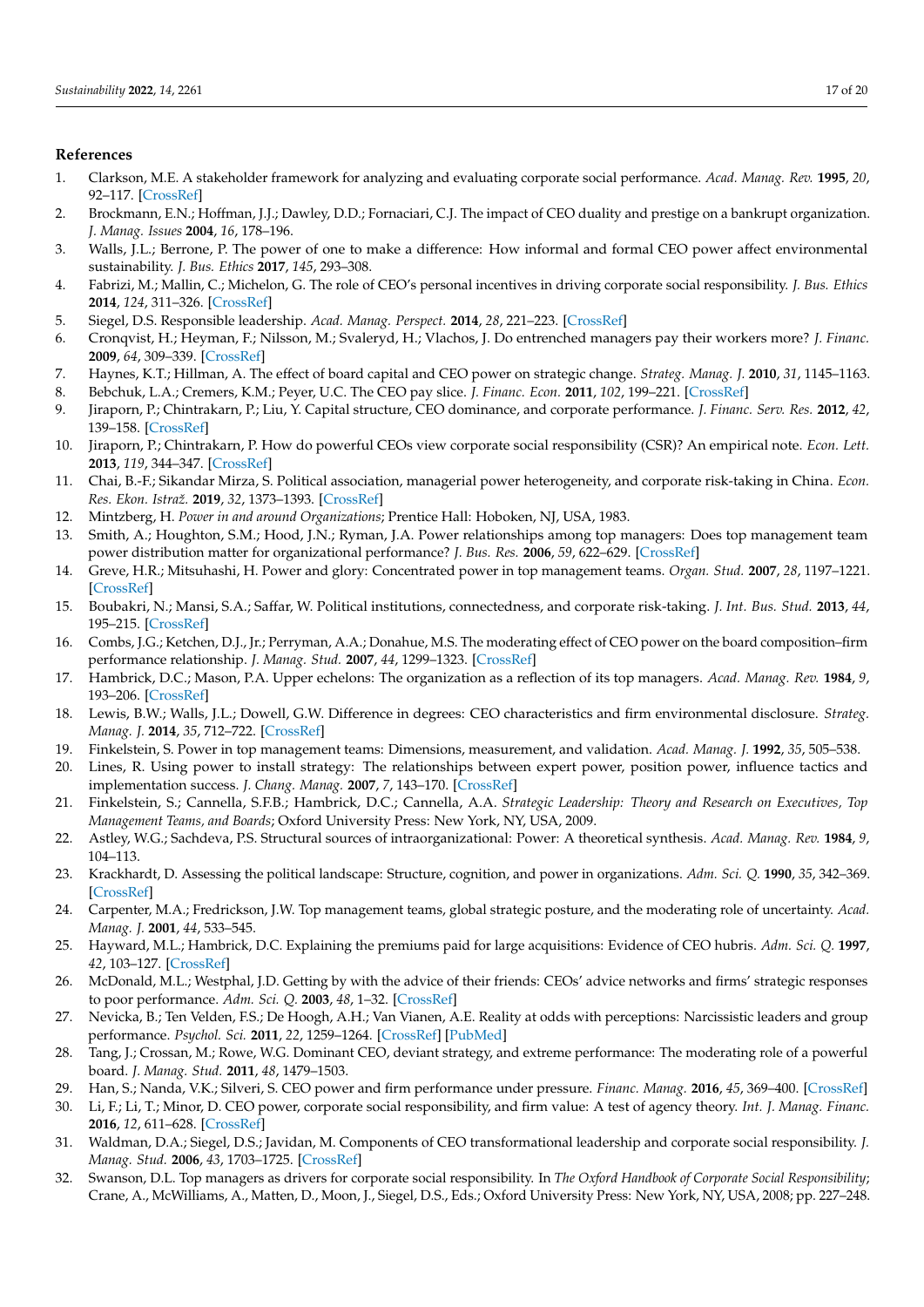## References

1. Clarkson, M.E. A stakeholder framework for analyzing and evaluating corporate social performance. *Acad. Manag. Rev.* **1995**, *20*, 92–117. [CrossRef]
2. Brockmann, E.N.; Hoffman, J.J.; Dawley, D.D.; Fornaciari, C.J. The impact of CEO duality and prestige on a bankrupt organization. *J. Manag. Issues* **2004**, *16*, 178–196.
3. Walls, J.L.; Berrone, P. The power of one to make a difference: How informal and formal CEO power affect environmental sustainability. *J. Bus. Ethics* **2017**, *145*, 293–308.
4. Fabrizi, M.; Mallin, C.; Michelon, G. The role of CEO's personal incentives in driving corporate social responsibility. *J. Bus. Ethics* **2014**, *124*, 311–326. [CrossRef]
5. Siegel, D.S. Responsible leadership. *Acad. Manag. Perspect.* **2014**, *28*, 221–223. [CrossRef]
6. Cronqvist, H.; Heyman, F.; Nilsson, M.; Svaleryd, H.; Vlachos, J. Do entrenched managers pay their workers more? *J. Financ.* **2009**, *64*, 309–339. [CrossRef]
7. Haynes, K.T.; Hillman, A. The effect of board capital and CEO power on strategic change. *Strateg. Manag. J.* **2010**, *31*, 1145–1163.
8. Bebchuk, L.A.; Cremers, K.M.; Peyer, U.C. The CEO pay slice. *J. Financ. Econ.* **2011**, *102*, 199–221. [CrossRef]
9. Jiraporn, P.; Chintrakarn, P.; Liu, Y. Capital structure, CEO dominance, and corporate performance. *J. Financ. Serv. Res.* **2012**, *42*, 139–158. [CrossRef]
10. Jiraporn, P.; Chintrakarn, P. How do powerful CEOs view corporate social responsibility (CSR)? An empirical note. *Econ. Lett.* **2013**, *119*, 344–347. [CrossRef]
11. Chai, B.-F.; Sikandar Mirza, S. Political association, managerial power heterogeneity, and corporate risk-taking in China. *Econ. Res. Ekon. Istraž.* **2019**, *32*, 1373–1393. [CrossRef]
12. Mintzberg, H. *Power in and around Organizations*; Prentice Hall: Hoboken, NJ, USA, 1983.
13. Smith, A.; Houghton, S.M.; Hood, J.N.; Ryman, J.A. Power relationships among top managers: Does top management team power distribution matter for organizational performance? *J. Bus. Res.* **2006**, *59*, 622–629. [CrossRef]
14. Greve, H.R.; Mitsuhashi, H. Power and glory: Concentrated power in top management teams. *Organ. Stud.* **2007**, *28*, 1197–1221. [CrossRef]
15. Boubakri, N.; Mansi, S.A.; Saffar, W. Political institutions, connectedness, and corporate risk-taking. *J. Int. Bus. Stud.* **2013**, *44*, 195–215. [CrossRef]
16. Combs, J.G.; Ketchen, D.J., Jr.; Perryman, A.A.; Donahue, M.S. The moderating effect of CEO power on the board composition–firm performance relationship. *J. Manag. Stud.* **2007**, *44*, 1299–1323. [CrossRef]
17. Hambrick, D.C.; Mason, P.A. Upper echelons: The organization as a reflection of its top managers. *Acad. Manag. Rev.* **1984**, *9*, 193–206. [CrossRef]
18. Lewis, B.W.; Walls, J.L.; Dowell, G.W. Difference in degrees: CEO characteristics and firm environmental disclosure. *Strateg. Manag. J.* **2014**, *35*, 712–722. [CrossRef]
19. Finkelstein, S. Power in top management teams: Dimensions, measurement, and validation. *Acad. Manag. J.* **1992**, *35*, 505–538.
20. Lines, R. Using power to install strategy: The relationships between expert power, position power, influence tactics and implementation success. *J. Chang. Manag.* **2007**, *7*, 143–170. [CrossRef]
21. Finkelstein, S.; Cannella, S.F.B.; Hambrick, D.C.; Cannella, A.A. *Strategic Leadership: Theory and Research on Executives, Top Management Teams, and Boards*; Oxford University Press: New York, NY, USA, 2009.
22. Astley, W.G.; Sachdeva, P.S. Structural sources of intraorganizational: Power: A theoretical synthesis. *Acad. Manag. Rev.* **1984**, *9*, 104–113.
23. Krackhardt, D. Assessing the political landscape: Structure, cognition, and power in organizations. *Adm. Sci. Q.* **1990**, *35*, 342–369. [CrossRef]
24. Carpenter, M.A.; Fredrickson, J.W. Top management teams, global strategic posture, and the moderating role of uncertainty. *Acad. Manag. J.* **2001**, *44*, 533–545.
25. Hayward, M.L.; Hambrick, D.C. Explaining the premiums paid for large acquisitions: Evidence of CEO hubris. *Adm. Sci. Q.* **1997**, *42*, 103–127. [CrossRef]
26. McDonald, M.L.; Westphal, J.D. Getting by with the advice of their friends: CEOs' advice networks and firms' strategic responses to poor performance. *Adm. Sci. Q.* **2003**, *48*, 1–32. [CrossRef]
27. Nevicka, B.; Ten Velden, F.S.; De Hoogh, A.H.; Van Vianen, A.E. Reality at odds with perceptions: Narcissistic leaders and group performance. *Psychol. Sci.* **2011**, *22*, 1259–1264. [CrossRef] [PubMed]
28. Tang, J.; Crossan, M.; Rowe, W.G. Dominant CEO, deviant strategy, and extreme performance: The moderating role of a powerful board. *J. Manag. Stud.* **2011**, *48*, 1479–1503.
29. Han, S.; Nanda, V.K.; Silveri, S. CEO power and firm performance under pressure. *Financ. Manag.* **2016**, *45*, 369–400. [CrossRef]
30. Li, F.; Li, T.; Minor, D. CEO power, corporate social responsibility, and firm value: A test of agency theory. *Int. J. Manag. Financ.* **2016**, *12*, 611–628. [CrossRef]
31. Waldman, D.A.; Siegel, D.S.; Javidan, M. Components of CEO transformational leadership and corporate social responsibility. *J. Manag. Stud.* **2006**, *43*, 1703–1725. [CrossRef]
32. Swanson, D.L. Top managers as drivers for corporate social responsibility. In *The Oxford Handbook of Corporate Social Responsibility*; Crane, A., McWilliams, A., Matten, D., Moon, J., Siegel, D.S., Eds.; Oxford University Press: New York, NY, USA, 2008; pp. 227–248.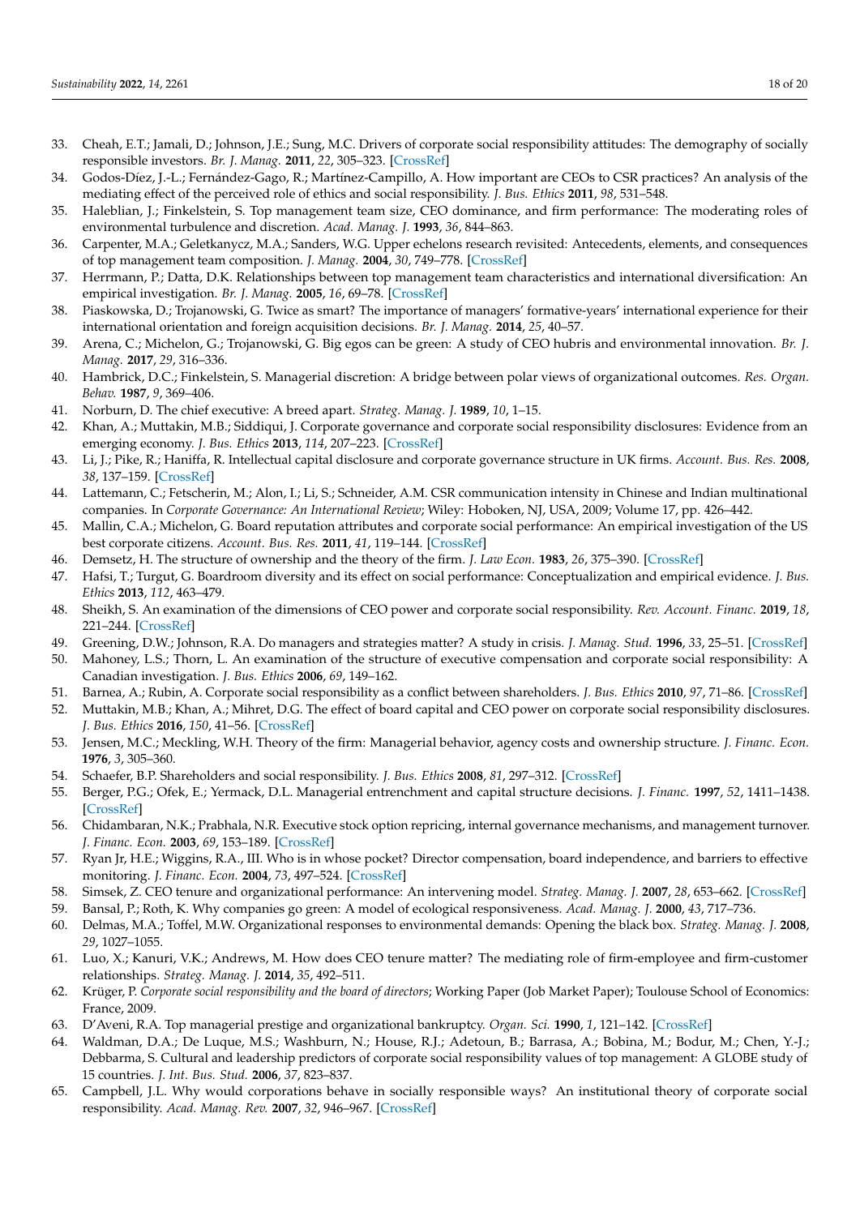33. Cheah, E.T.; Jamali, D.; Johnson, J.E.; Sung, M.C. Drivers of corporate social responsibility attitudes: The demography of socially responsible investors. *Br. J. Manag.* **2011**, *22*, 305–323. [CrossRef]
34. Godos-Díez, J.-L.; Fernández-Gago, R.; Martínez-Campillo, A. How important are CEOs to CSR practices? An analysis of the mediating effect of the perceived role of ethics and social responsibility. *J. Bus. Ethics* **2011**, *98*, 531–548.
35. Haleblian, J.; Finkelstein, S. Top management team size, CEO dominance, and firm performance: The moderating roles of environmental turbulence and discretion. *Acad. Manag. J.* **1993**, *36*, 844–863.
36. Carpenter, M.A.; Geletkanycz, M.A.; Sanders, W.G. Upper echelons research revisited: Antecedents, elements, and consequences of top management team composition. *J. Manag.* **2004**, *30*, 749–778. [CrossRef]
37. Herrmann, P.; Datta, D.K. Relationships between top management team characteristics and international diversification: An empirical investigation. *Br. J. Manag.* **2005**, *16*, 69–78. [CrossRef]
38. Piaskowska, D.; Trojanowski, G. Twice as smart? The importance of managers' formative-years' international experience for their international orientation and foreign acquisition decisions. *Br. J. Manag.* **2014**, *25*, 40–57.
39. Arena, C.; Michelon, G.; Trojanowski, G. Big egos can be green: A study of CEO hubris and environmental innovation. *Br. J. Manag.* **2017**, *29*, 316–336.
40. Hambrick, D.C.; Finkelstein, S. Managerial discretion: A bridge between polar views of organizational outcomes. *Res. Organ. Behav.* **1987**, *9*, 369–406.
41. Norburn, D. The chief executive: A breed apart. *Strateg. Manag. J.* **1989**, *10*, 1–15.
42. Khan, A.; Muttakin, M.B.; Siddiqui, J. Corporate governance and corporate social responsibility disclosures: Evidence from an emerging economy. *J. Bus. Ethics* **2013**, *114*, 207–223. [CrossRef]
43. Li, J.; Pike, R.; Haniffa, R. Intellectual capital disclosure and corporate governance structure in UK firms. *Account. Bus. Res.* **2008**, *38*, 137–159. [CrossRef]
44. Lattemann, C.; Fetscherin, M.; Alon, I.; Li, S.; Schneider, A.M. CSR communication intensity in Chinese and Indian multinational companies. In *Corporate Governance: An International Review*; Wiley: Hoboken, NJ, USA, 2009; Volume 17, pp. 426–442.
45. Mallin, C.A.; Michelon, G. Board reputation attributes and corporate social performance: An empirical investigation of the US best corporate citizens. *Account. Bus. Res.* **2011**, *41*, 119–144. [CrossRef]
46. Demsetz, H. The structure of ownership and the theory of the firm. *J. Law Econ.* **1983**, *26*, 375–390. [CrossRef]
47. Hafsi, T.; Turgut, G. Boardroom diversity and its effect on social performance: Conceptualization and empirical evidence. *J. Bus. Ethics* **2013**, *112*, 463–479.
48. Sheikh, S. An examination of the dimensions of CEO power and corporate social responsibility. *Rev. Account. Financ.* **2019**, *18*, 221–244. [CrossRef]
49. Greening, D.W.; Johnson, R.A. Do managers and strategies matter? A study in crisis. *J. Manag. Stud.* **1996**, *33*, 25–51. [CrossRef]
50. Mahoney, L.S.; Thorn, L. An examination of the structure of executive compensation and corporate social responsibility: A Canadian investigation. *J. Bus. Ethics* **2006**, *69*, 149–162.
51. Barnea, A.; Rubin, A. Corporate social responsibility as a conflict between shareholders. *J. Bus. Ethics* **2010**, *97*, 71–86. [CrossRef]
52. Muttakin, M.B.; Khan, A.; Mihret, D.G. The effect of board capital and CEO power on corporate social responsibility disclosures. *J. Bus. Ethics* **2016**, *150*, 41–56. [CrossRef]
53. Jensen, M.C.; Meckling, W.H. Theory of the firm: Managerial behavior, agency costs and ownership structure. *J. Financ. Econ.* **1976**, *3*, 305–360.
54. Schaefer, B.P. Shareholders and social responsibility. *J. Bus. Ethics* **2008**, *81*, 297–312. [CrossRef]
55. Berger, P.G.; Ofek, E.; Yermack, D.L. Managerial entrenchment and capital structure decisions. *J. Financ.* **1997**, *52*, 1411–1438. [CrossRef]
56. Chidambaran, N.K.; Prabhala, N.R. Executive stock option repricing, internal governance mechanisms, and management turnover. *J. Financ. Econ.* **2003**, *69*, 153–189. [CrossRef]
57. Ryan Jr, H.E.; Wiggins, R.A., III. Who is in whose pocket? Director compensation, board independence, and barriers to effective monitoring. *J. Financ. Econ.* **2004**, *73*, 497–524. [CrossRef]
58. Simsek, Z. CEO tenure and organizational performance: An intervening model. *Strateg. Manag. J.* **2007**, *28*, 653–662. [CrossRef]
59. Bansal, P.; Roth, K. Why companies go green: A model of ecological responsiveness. *Acad. Manag. J.* **2000**, *43*, 717–736.
60. Delmas, M.A.; Toffel, M.W. Organizational responses to environmental demands: Opening the black box. *Strateg. Manag. J.* **2008**, *29*, 1027–1055.
61. Luo, X.; Kanuri, V.K.; Andrews, M. How does CEO tenure matter? The mediating role of firm-employee and firm-customer relationships. *Strateg. Manag. J.* **2014**, *35*, 492–511.
62. Krüger, P. *Corporate social responsibility and the board of directors*; Working Paper (Job Market Paper); Toulouse School of Economics: France, 2009.
63. D'Aveni, R.A. Top managerial prestige and organizational bankruptcy. *Organ. Sci.* **1990**, *1*, 121–142. [CrossRef]
64. Waldman, D.A.; De Luque, M.S.; Washburn, N.; House, R.J.; Adetoun, B.; Barrasa, A.; Bobina, M.; Bodur, M.; Chen, Y.-J.; Debbarma, S. Cultural and leadership predictors of corporate social responsibility values of top management: A GLOBE study of 15 countries. *J. Int. Bus. Stud.* **2006**, *37*, 823–837.
65. Campbell, J.L. Why would corporations behave in socially responsible ways? An institutional theory of corporate social responsibility. *Acad. Manag. Rev.* **2007**, *32*, 946–967. [CrossRef]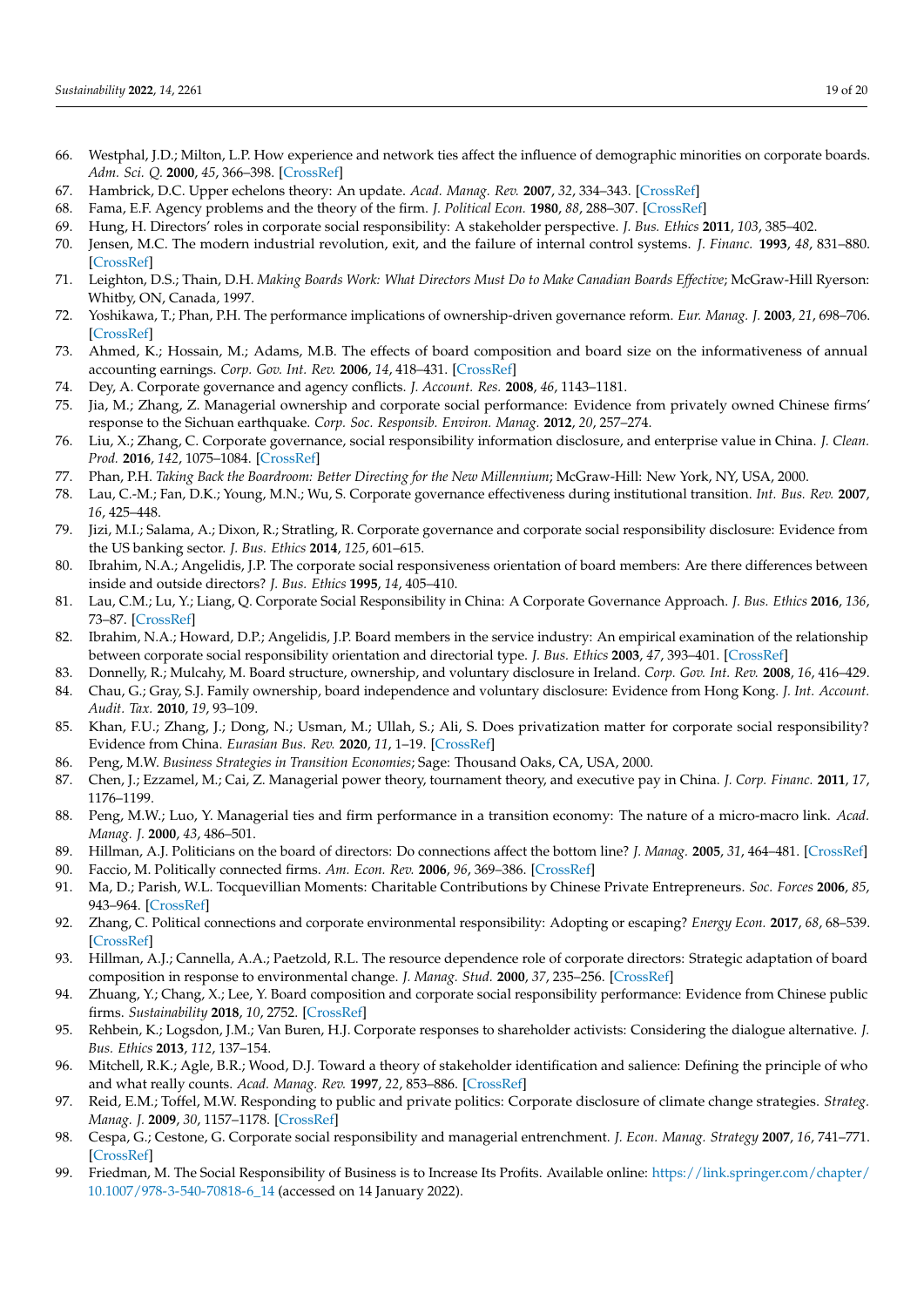66. Westphal, J.D.; Milton, L.P. How experience and network ties affect the influence of demographic minorities on corporate boards. *Adm. Sci. Q.* **2000**, *45*, 366–398. [CrossRef]
67. Hambrick, D.C. Upper echelons theory: An update. *Acad. Manag. Rev.* **2007**, *32*, 334–343. [CrossRef]
68. Fama, E.F. Agency problems and the theory of the firm. *J. Political Econ.* **1980**, *88*, 288–307. [CrossRef]
69. Hung, H. Directors' roles in corporate social responsibility: A stakeholder perspective. *J. Bus. Ethics* **2011**, *103*, 385–402.
70. Jensen, M.C. The modern industrial revolution, exit, and the failure of internal control systems. *J. Financ.* **1993**, *48*, 831–880. [CrossRef]
71. Leighton, D.S.; Thain, D.H. *Making Boards Work: What Directors Must Do to Make Canadian Boards Effective*; McGraw-Hill Ryerson: Whitby, ON, Canada, 1997.
72. Yoshikawa, T.; Phan, P.H. The performance implications of ownership-driven governance reform. *Eur. Manag. J.* **2003**, *21*, 698–706. [CrossRef]
73. Ahmed, K.; Hossain, M.; Adams, M.B. The effects of board composition and board size on the informativeness of annual accounting earnings. *Corp. Gov. Int. Rev.* **2006**, *14*, 418–431. [CrossRef]
74. Dey, A. Corporate governance and agency conflicts. *J. Account. Res.* **2008**, *46*, 1143–1181.
75. Jia, M.; Zhang, Z. Managerial ownership and corporate social performance: Evidence from privately owned Chinese firms' response to the Sichuan earthquake. *Corp. Soc. Responsib. Environ. Manag.* **2012**, *20*, 257–274.
76. Liu, X.; Zhang, C. Corporate governance, social responsibility information disclosure, and enterprise value in China. *J. Clean. Prod.* **2016**, *142*, 1075–1084. [CrossRef]
77. Phan, P.H. *Taking Back the Boardroom: Better Directing for the New Millennium*; McGraw-Hill: New York, NY, USA, 2000.
78. Lau, C.-M.; Fan, D.K.; Young, M.N.; Wu, S. Corporate governance effectiveness during institutional transition. *Int. Bus. Rev.* **2007**, *16*, 425–448.
79. Jizi, M.I.; Salama, A.; Dixon, R.; Stratling, R. Corporate governance and corporate social responsibility disclosure: Evidence from the US banking sector. *J. Bus. Ethics* **2014**, *125*, 601–615.
80. Ibrahim, N.A.; Angelidis, J.P. The corporate social responsiveness orientation of board members: Are there differences between inside and outside directors? *J. Bus. Ethics* **1995**, *14*, 405–410.
81. Lau, C.M.; Lu, Y.; Liang, Q. Corporate Social Responsibility in China: A Corporate Governance Approach. *J. Bus. Ethics* **2016**, *136*, 73–87. [CrossRef]
82. Ibrahim, N.A.; Howard, D.P.; Angelidis, J.P. Board members in the service industry: An empirical examination of the relationship between corporate social responsibility orientation and directorial type. *J. Bus. Ethics* **2003**, *47*, 393–401. [CrossRef]
83. Donnelly, R.; Mulcahy, M. Board structure, ownership, and voluntary disclosure in Ireland. *Corp. Gov. Int. Rev.* **2008**, *16*, 416–429.
84. Chau, G.; Gray, S.J. Family ownership, board independence and voluntary disclosure: Evidence from Hong Kong. *J. Int. Account. Audit. Tax.* **2010**, *19*, 93–109.
85. Khan, F.U.; Zhang, J.; Dong, N.; Usman, M.; Ullah, S.; Ali, S. Does privatization matter for corporate social responsibility? Evidence from China. *Eurasian Bus. Rev.* **2020**, *11*, 1–19. [CrossRef]
86. Peng, M.W. *Business Strategies in Transition Economies*; Sage: Thousand Oaks, CA, USA, 2000.
87. Chen, J.; Ezzamel, M.; Cai, Z. Managerial power theory, tournament theory, and executive pay in China. *J. Corp. Financ.* **2011**, *17*, 1176–1199.
88. Peng, M.W.; Luo, Y. Managerial ties and firm performance in a transition economy: The nature of a micro-macro link. *Acad. Manag. J.* **2000**, *43*, 486–501.
89. Hillman, A.J. Politicians on the board of directors: Do connections affect the bottom line? *J. Manag.* **2005**, *31*, 464–481. [CrossRef]
90. Faccio, M. Politically connected firms. *Am. Econ. Rev.* **2006**, *96*, 369–386. [CrossRef]
91. Ma, D.; Parish, W.L. Tocquevillian Moments: Charitable Contributions by Chinese Private Entrepreneurs. *Soc. Forces* **2006**, *85*, 943–964. [CrossRef]
92. Zhang, C. Political connections and corporate environmental responsibility: Adopting or escaping? *Energy Econ.* **2017**, *68*, 68–539. [CrossRef]
93. Hillman, A.J.; Cannella, A.A.; Paetzold, R.L. The resource dependence role of corporate directors: Strategic adaptation of board composition in response to environmental change. *J. Manag. Stud.* **2000**, *37*, 235–256. [CrossRef]
94. Zhuang, Y.; Chang, X.; Lee, Y. Board composition and corporate social responsibility performance: Evidence from Chinese public firms. *Sustainability* **2018**, *10*, 2752. [CrossRef]
95. Rehbein, K.; Logsdon, J.M.; Van Buren, H.J. Corporate responses to shareholder activists: Considering the dialogue alternative. *J. Bus. Ethics* **2013**, *112*, 137–154.
96. Mitchell, R.K.; Agle, B.R.; Wood, D.J. Toward a theory of stakeholder identification and salience: Defining the principle of who and what really counts. *Acad. Manag. Rev.* **1997**, *22*, 853–886. [CrossRef]
97. Reid, E.M.; Toffel, M.W. Responding to public and private politics: Corporate disclosure of climate change strategies. *Strateg. Manag. J.* **2009**, *30*, 1157–1178. [CrossRef]
98. Cespa, G.; Cestone, G. Corporate social responsibility and managerial entrenchment. *J. Econ. Manag. Strategy* **2007**, *16*, 741–771. [CrossRef]
99. Friedman, M. The Social Responsibility of Business is to Increase Its Profits. Available online: https://link.springer.com/chapter/10.1007/978-3-540-70818-6_14 (accessed on 14 January 2022).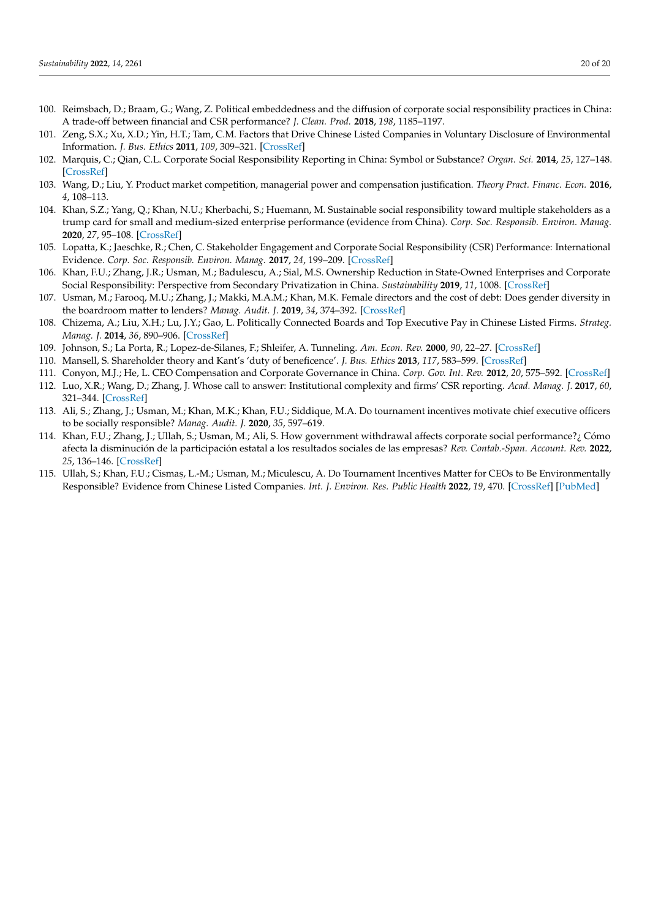100. Reimsbach, D.; Braam, G.; Wang, Z. Political embeddedness and the diffusion of corporate social responsibility practices in China: A trade-off between financial and CSR performance? *J. Clean. Prod.* **2018**, *198*, 1185–1197.
101. Zeng, S.X.; Xu, X.D.; Yin, H.T.; Tam, C.M. Factors that Drive Chinese Listed Companies in Voluntary Disclosure of Environmental Information. *J. Bus. Ethics* **2011**, *109*, 309–321. [CrossRef]
102. Marquis, C.; Qian, C.L. Corporate Social Responsibility Reporting in China: Symbol or Substance? *Organ. Sci.* **2014**, *25*, 127–148. [CrossRef]
103. Wang, D.; Liu, Y. Product market competition, managerial power and compensation justification. *Theory Pract. Financ. Econ.* **2016**, *4*, 108–113.
104. Khan, S.Z.; Yang, Q.; Khan, N.U.; Kherbachi, S.; Huemann, M. Sustainable social responsibility toward multiple stakeholders as a trump card for small and medium-sized enterprise performance (evidence from China). *Corp. Soc. Responsib. Environ. Manag.* **2020**, *27*, 95–108. [CrossRef]
105. Lopatta, K.; Jaeschke, R.; Chen, C. Stakeholder Engagement and Corporate Social Responsibility (CSR) Performance: International Evidence. *Corp. Soc. Responsib. Environ. Manag.* **2017**, *24*, 199–209. [CrossRef]
106. Khan, F.U.; Zhang, J.R.; Usman, M.; Badulescu, A.; Sial, M.S. Ownership Reduction in State-Owned Enterprises and Corporate Social Responsibility: Perspective from Secondary Privatization in China. *Sustainability* **2019**, *11*, 1008. [CrossRef]
107. Usman, M.; Farooq, M.U.; Zhang, J.; Makki, M.A.M.; Khan, M.K. Female directors and the cost of debt: Does gender diversity in the boardroom matter to lenders? *Manag. Audit. J.* **2019**, *34*, 374–392. [CrossRef]
108. Chizema, A.; Liu, X.H.; Lu, J.Y.; Gao, L. Politically Connected Boards and Top Executive Pay in Chinese Listed Firms. *Strateg. Manag. J.* **2014**, *36*, 890–906. [CrossRef]
109. Johnson, S.; La Porta, R.; Lopez-de-Silanes, F.; Shleifer, A. Tunneling. *Am. Econ. Rev.* **2000**, *90*, 22–27. [CrossRef]
110. Mansell, S. Shareholder theory and Kant's 'duty of beneficence'. *J. Bus. Ethics* **2013**, *117*, 583–599. [CrossRef]
111. Conyon, M.J.; He, L. CEO Compensation and Corporate Governance in China. *Corp. Gov. Int. Rev.* **2012**, *20*, 575–592. [CrossRef]
112. Luo, X.R.; Wang, D.; Zhang, J. Whose call to answer: Institutional complexity and firms' CSR reporting. *Acad. Manag. J.* **2017**, *60*, 321–344. [CrossRef]
113. Ali, S.; Zhang, J.; Usman, M.; Khan, M.K.; Khan, F.U.; Siddique, M.A. Do tournament incentives motivate chief executive officers to be socially responsible? *Manag. Audit. J.* **2020**, *35*, 597–619.
114. Khan, F.U.; Zhang, J.; Ullah, S.; Usman, M.; Ali, S. How government withdrawal affects corporate social performance?¿ Cómo afecta la disminución de la participación estatal a los resultados sociales de las empresas? *Rev. Contab.-Span. Account. Rev.* **2022**, *25*, 136–146. [CrossRef]
115. Ullah, S.; Khan, F.U.; Cismaș, L.-M.; Usman, M.; Miculescu, A. Do Tournament Incentives Matter for CEOs to Be Environmentally Responsible? Evidence from Chinese Listed Companies. *Int. J. Environ. Res. Public Health* **2022**, *19*, 470. [CrossRef] [PubMed]